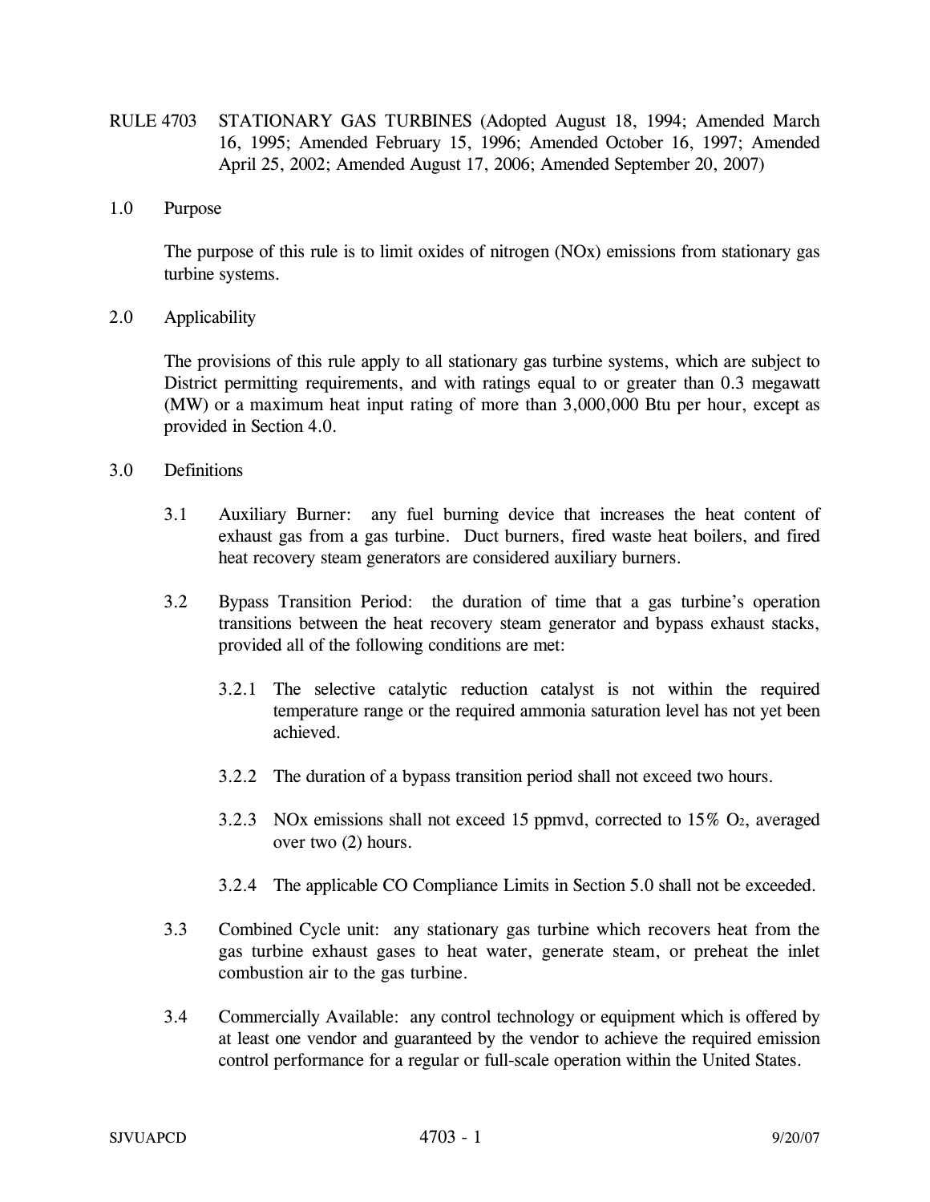# RULE 4703 STATIONARY GAS TURBINES (Adopted August 18, 1994; Amended March 16, 1995; Amended February 15, 1996; Amended October 16, 1997; Amended April 25, 2002; Amended August 17, 2006; Amended September 20, 2007)

## 1.0 Purpose

The purpose of this rule is to limit oxides of nitrogen (NOx) emissions from stationary gas turbine systems.

## 2.0 Applicability

The provisions of this rule apply to all stationary gas turbine systems, which are subject to District permitting requirements, and with ratings equal to or greater than 0.3 megawatt (MW) or a maximum heat input rating of more than 3,000,000 Btu per hour, except as provided in Section 4.0.

## 3.0 Definitions

3.1 Auxiliary Burner: any fuel burning device that increases the heat content of exhaust gas from a gas turbine. Duct burners, fired waste heat boilers, and fired heat recovery steam generators are considered auxiliary burners.

3.2 Bypass Transition Period: the duration of time that a gas turbine's operation transitions between the heat recovery steam generator and bypass exhaust stacks, provided all of the following conditions are met:

3.2.1 The selective catalytic reduction catalyst is not within the required temperature range or the required ammonia saturation level has not yet been achieved.

3.2.2 The duration of a bypass transition period shall not exceed two hours.

3.2.3 NOx emissions shall not exceed 15 ppmvd, corrected to 15% $O_2$, averaged over two (2) hours.

3.2.4 The applicable CO Compliance Limits in Section 5.0 shall not be exceeded.

3.3 Combined Cycle unit: any stationary gas turbine which recovers heat from the gas turbine exhaust gases to heat water, generate steam, or preheat the inlet combustion air to the gas turbine.

3.4 Commercially Available: any control technology or equipment which is offered by at least one vendor and guaranteed by the vendor to achieve the required emission control performance for a regular or full-scale operation within the United States.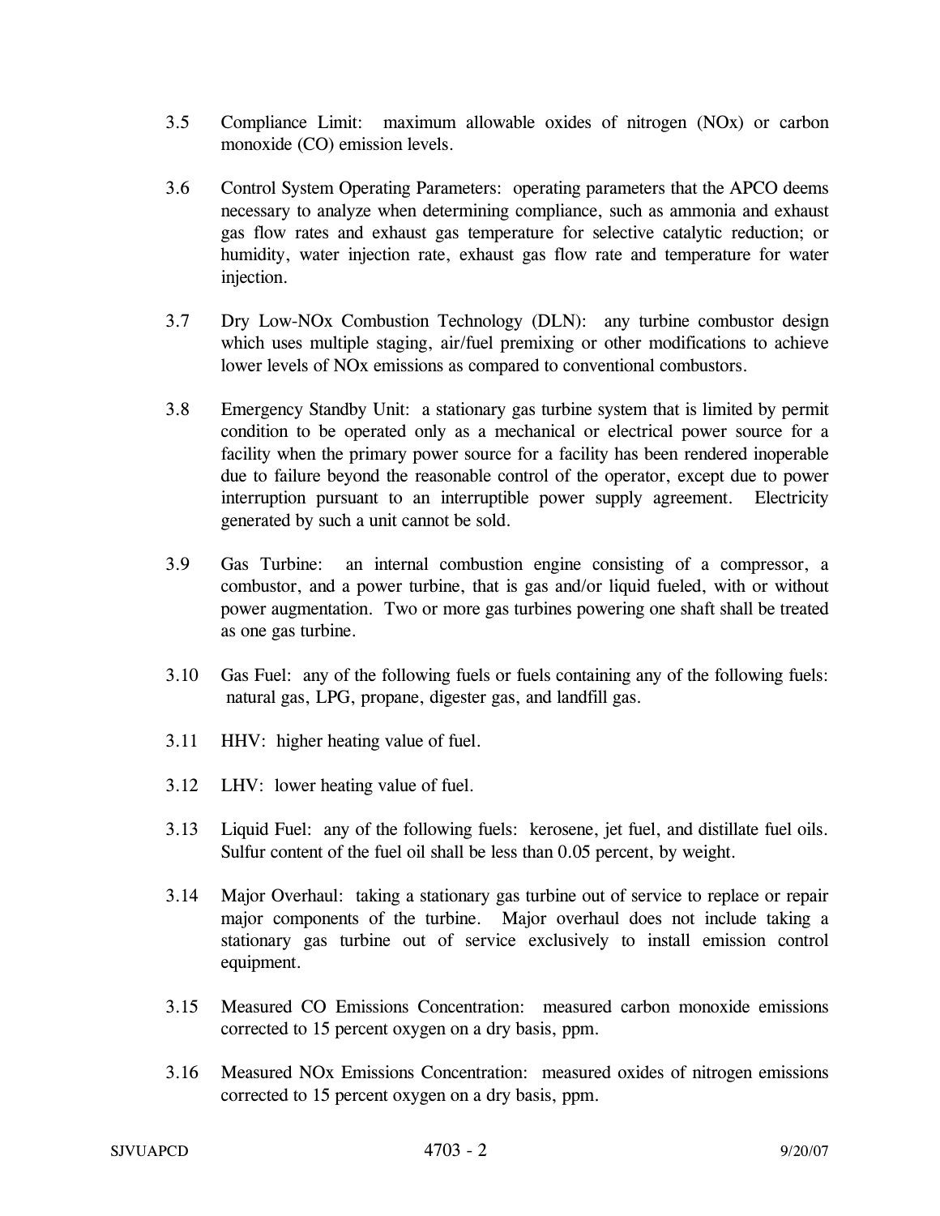3.5 Compliance Limit: maximum allowable oxides of nitrogen (NOx) or carbon monoxide (CO) emission levels.

3.6 Control System Operating Parameters: operating parameters that the APCO deems necessary to analyze when determining compliance, such as ammonia and exhaust gas flow rates and exhaust gas temperature for selective catalytic reduction; or humidity, water injection rate, exhaust gas flow rate and temperature for water injection.

3.7 Dry Low-NOx Combustion Technology (DLN): any turbine combustor design which uses multiple staging, air/fuel premixing or other modifications to achieve lower levels of NOx emissions as compared to conventional combustors.

3.8 Emergency Standby Unit: a stationary gas turbine system that is limited by permit condition to be operated only as a mechanical or electrical power source for a facility when the primary power source for a facility has been rendered inoperable due to failure beyond the reasonable control of the operator, except due to power interruption pursuant to an interruptible power supply agreement. Electricity generated by such a unit cannot be sold.

3.9 Gas Turbine: an internal combustion engine consisting of a compressor, a combustor, and a power turbine, that is gas and/or liquid fueled, with or without power augmentation. Two or more gas turbines powering one shaft shall be treated as one gas turbine.

3.10 Gas Fuel: any of the following fuels or fuels containing any of the following fuels: natural gas, LPG, propane, digester gas, and landfill gas.

3.11 HHV: higher heating value of fuel.

3.12 LHV: lower heating value of fuel.

3.13 Liquid Fuel: any of the following fuels: kerosene, jet fuel, and distillate fuel oils. Sulfur content of the fuel oil shall be less than 0.05 percent, by weight.

3.14 Major Overhaul: taking a stationary gas turbine out of service to replace or repair major components of the turbine. Major overhaul does not include taking a stationary gas turbine out of service exclusively to install emission control equipment.

3.15 Measured CO Emissions Concentration: measured carbon monoxide emissions corrected to 15 percent oxygen on a dry basis, ppm.

3.16 Measured NOx Emissions Concentration: measured oxides of nitrogen emissions corrected to 15 percent oxygen on a dry basis, ppm.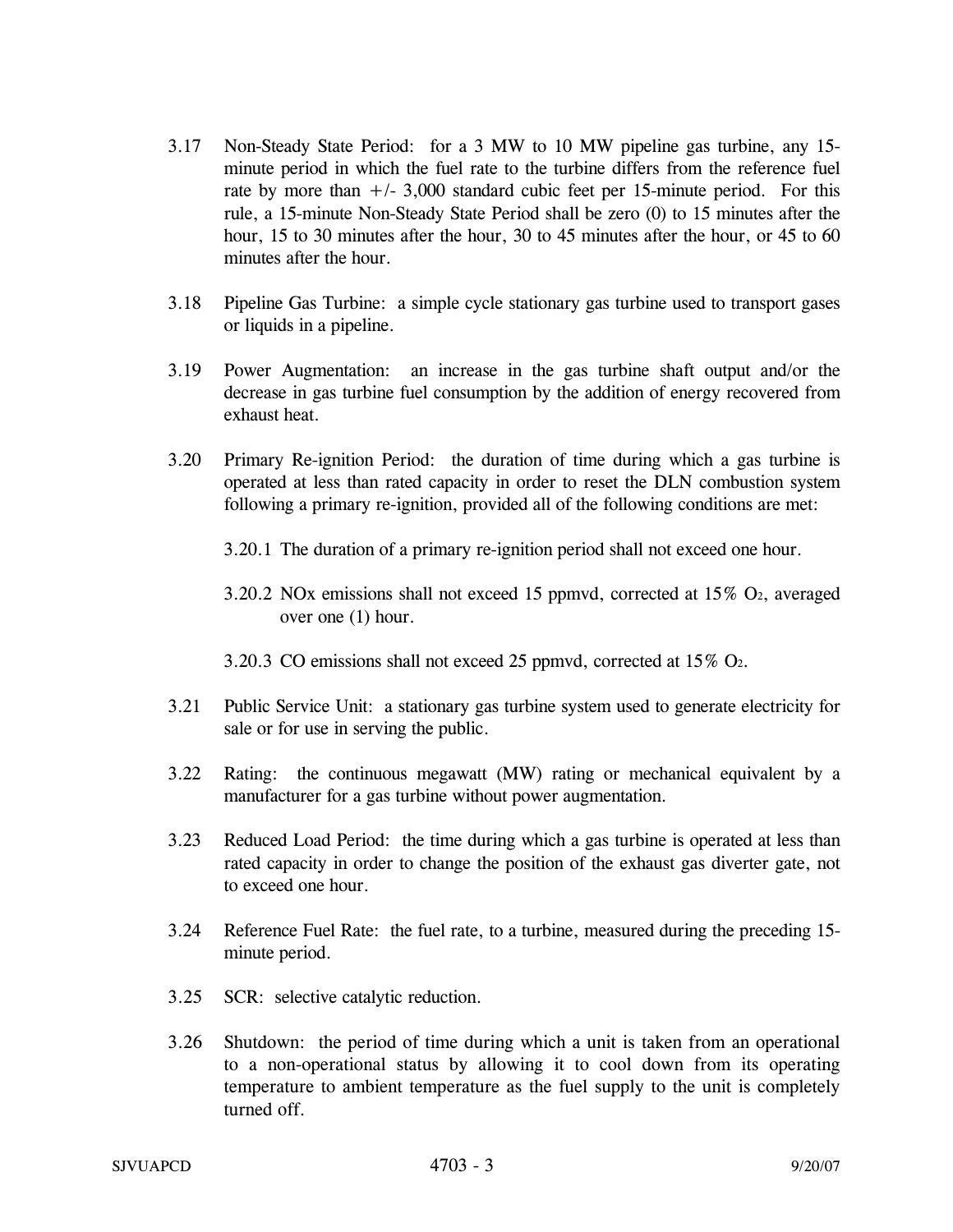3.17 Non-Steady State Period: for a 3 MW to 10 MW pipeline gas turbine, any 15-minute period in which the fuel rate to the turbine differs from the reference fuel rate by more than +/- 3,000 standard cubic feet per 15-minute period. For this rule, a 15-minute Non-Steady State Period shall be zero (0) to 15 minutes after the hour, 15 to 30 minutes after the hour, 30 to 45 minutes after the hour, or 45 to 60 minutes after the hour.

3.18 Pipeline Gas Turbine: a simple cycle stationary gas turbine used to transport gases or liquids in a pipeline.

3.19 Power Augmentation: an increase in the gas turbine shaft output and/or the decrease in gas turbine fuel consumption by the addition of energy recovered from exhaust heat.

3.20 Primary Re-ignition Period: the duration of time during which a gas turbine is operated at less than rated capacity in order to reset the DLN combustion system following a primary re-ignition, provided all of the following conditions are met:

3.20.1 The duration of a primary re-ignition period shall not exceed one hour.

3.20.2 NOx emissions shall not exceed 15 ppmvd, corrected at 15% $O_2$, averaged over one (1) hour.

3.20.3 CO emissions shall not exceed 25 ppmvd, corrected at 15% $O_2$.

3.21 Public Service Unit: a stationary gas turbine system used to generate electricity for sale or for use in serving the public.

3.22 Rating: the continuous megawatt (MW) rating or mechanical equivalent by a manufacturer for a gas turbine without power augmentation.

3.23 Reduced Load Period: the time during which a gas turbine is operated at less than rated capacity in order to change the position of the exhaust gas diverter gate, not to exceed one hour.

3.24 Reference Fuel Rate: the fuel rate, to a turbine, measured during the preceding 15-minute period.

3.25 SCR: selective catalytic reduction.

3.26 Shutdown: the period of time during which a unit is taken from an operational to a non-operational status by allowing it to cool down from its operating temperature to ambient temperature as the fuel supply to the unit is completely turned off.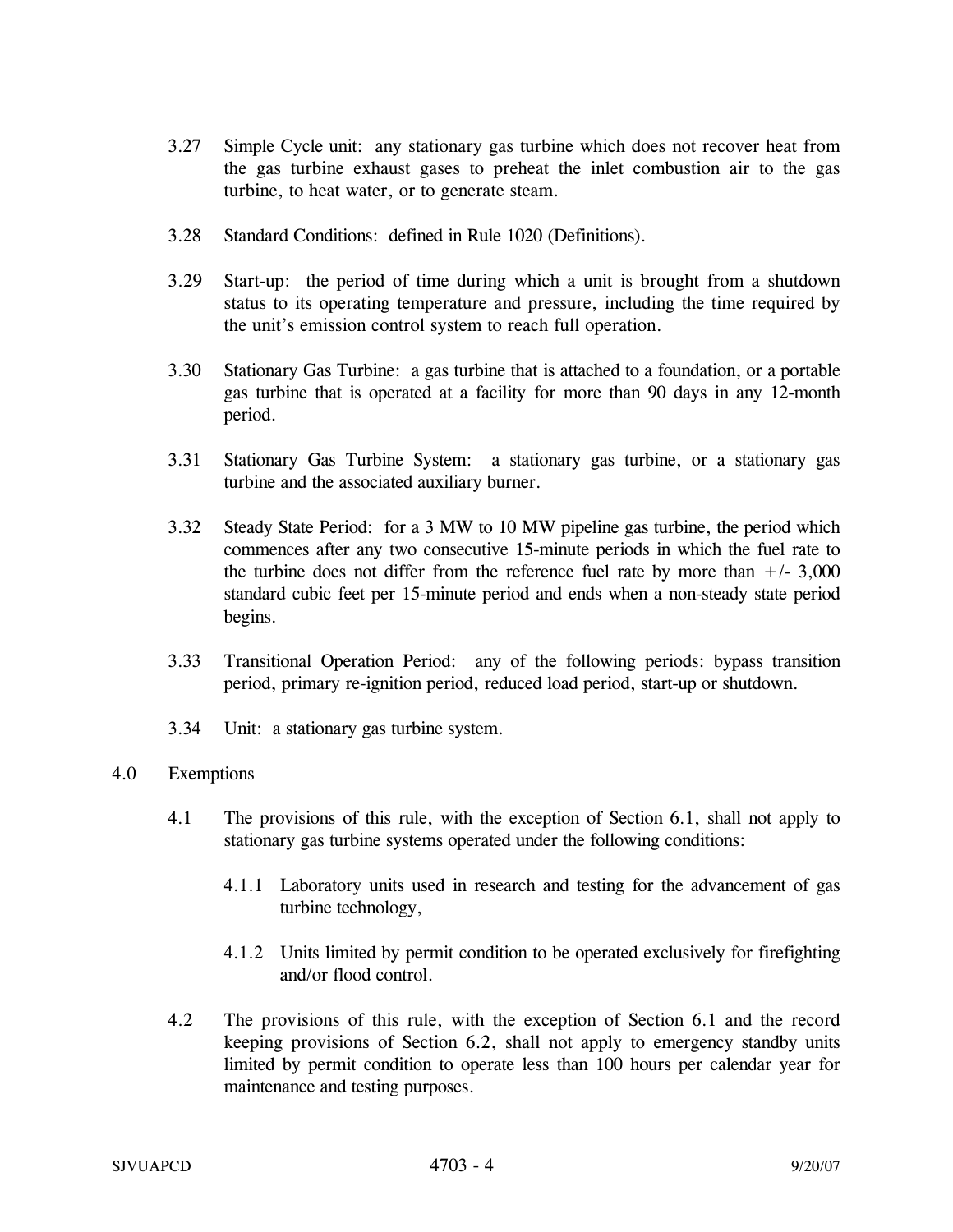3.27 Simple Cycle unit: any stationary gas turbine which does not recover heat from the gas turbine exhaust gases to preheat the inlet combustion air to the gas turbine, to heat water, or to generate steam.

3.28 Standard Conditions: defined in Rule 1020 (Definitions).

3.29 Start-up: the period of time during which a unit is brought from a shutdown status to its operating temperature and pressure, including the time required by the unit's emission control system to reach full operation.

3.30 Stationary Gas Turbine: a gas turbine that is attached to a foundation, or a portable gas turbine that is operated at a facility for more than 90 days in any 12-month period.

3.31 Stationary Gas Turbine System: a stationary gas turbine, or a stationary gas turbine and the associated auxiliary burner.

3.32 Steady State Period: for a 3 MW to 10 MW pipeline gas turbine, the period which commences after any two consecutive 15-minute periods in which the fuel rate to the turbine does not differ from the reference fuel rate by more than +/- 3,000 standard cubic feet per 15-minute period and ends when a non-steady state period begins.

3.33 Transitional Operation Period: any of the following periods: bypass transition period, primary re-ignition period, reduced load period, start-up or shutdown.

3.34 Unit: a stationary gas turbine system.

## 4.0 Exemptions

4.1 The provisions of this rule, with the exception of Section 6.1, shall not apply to stationary gas turbine systems operated under the following conditions:

4.1.1 Laboratory units used in research and testing for the advancement of gas turbine technology,

4.1.2 Units limited by permit condition to be operated exclusively for firefighting and/or flood control.

4.2 The provisions of this rule, with the exception of Section 6.1 and the record keeping provisions of Section 6.2, shall not apply to emergency standby units limited by permit condition to operate less than 100 hours per calendar year for maintenance and testing purposes.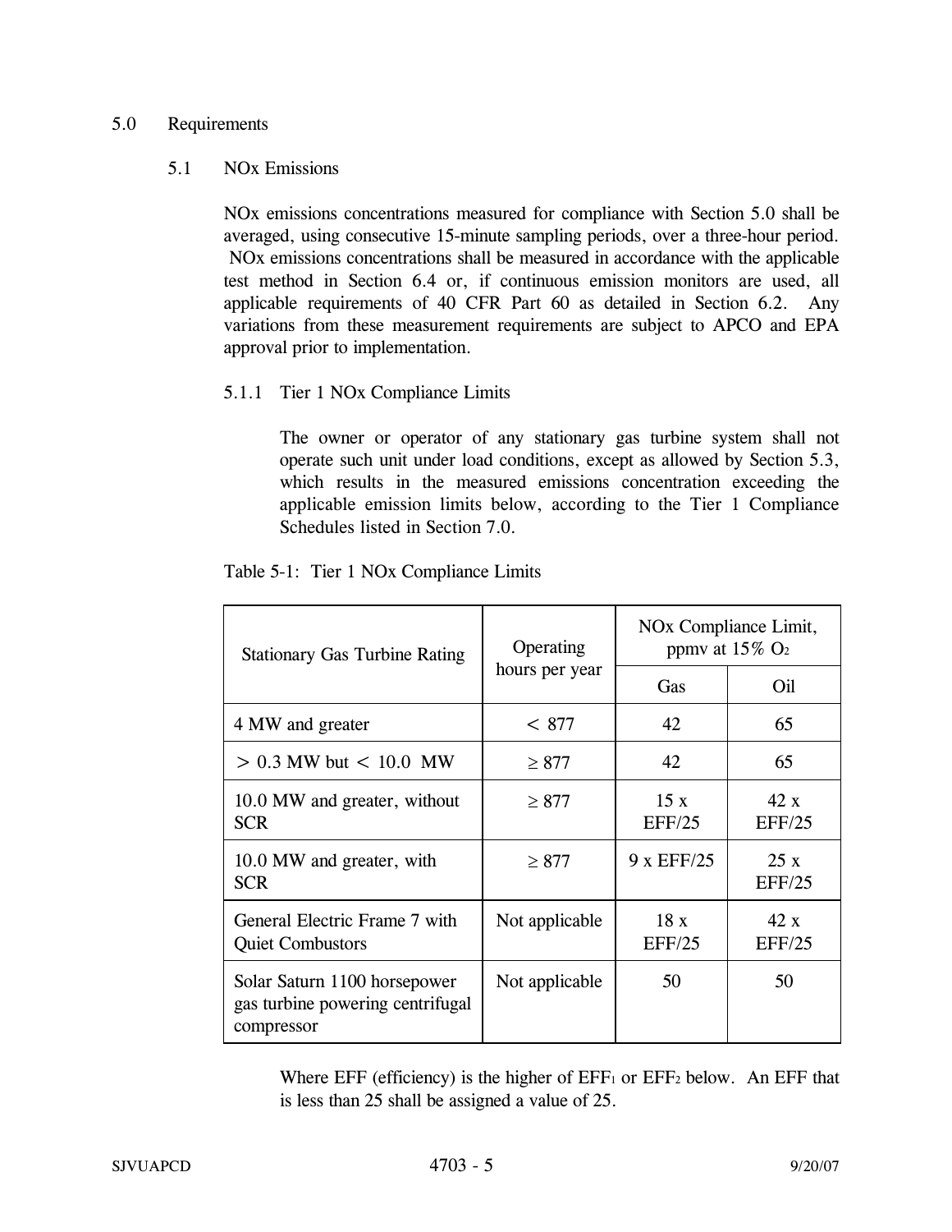## 5.0 Requirements

### 5.1 NOx Emissions

NOx emissions concentrations measured for compliance with Section 5.0 shall be averaged, using consecutive 15-minute sampling periods, over a three-hour period. NOx emissions concentrations shall be measured in accordance with the applicable test method in Section 6.4 or, if continuous emission monitors are used, all applicable requirements of 40 CFR Part 60 as detailed in Section 6.2. Any variations from these measurement requirements are subject to APCO and EPA approval prior to implementation.

#### 5.1.1 Tier 1 NOx Compliance Limits

The owner or operator of any stationary gas turbine system shall not operate such unit under load conditions, except as allowed by Section 5.3, which results in the measured emissions concentration exceeding the applicable emission limits below, according to the Tier 1 Compliance Schedules listed in Section 7.0.

Table 5-1: Tier 1 NOx Compliance Limits

| Stationary Gas Turbine Rating | Operating hours per year | NOx Compliance Limit, ppmv at 15% $O_2$ | |
|---|---|---|---|
| | | Gas | Oil |
| 4 MW and greater | < 877 | 42 | 65 |
| > 0.3 MW but < 10.0 MW | ≥ 877 | 42 | 65 |
| 10.0 MW and greater, without SCR | ≥ 877 | 15 x EFF/25 | 42 x EFF/25 |
| 10.0 MW and greater, with SCR | ≥ 877 | 9 x EFF/25 | 25 x EFF/25 |
| General Electric Frame 7 with Quiet Combustors | Not applicable | 18 x EFF/25 | 42 x EFF/25 |
| Solar Saturn 1100 horsepower gas turbine powering centrifugal compressor | Not applicable | 50 | 50 |

Where EFF (efficiency) is the higher of $EFF_1$ or $EFF_2$ below. An EFF that is less than 25 shall be assigned a value of 25.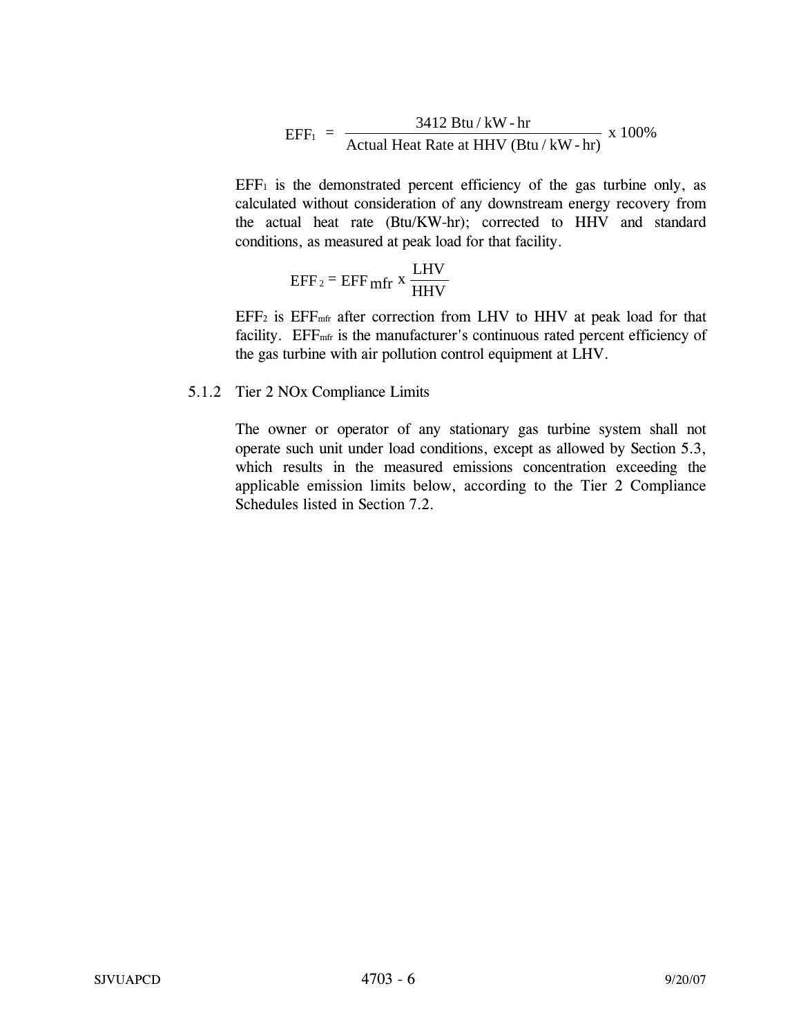$$EFF_1 = \frac{3412 \text{ Btu / kW - hr}}{\text{Actual Heat Rate at HHV (Btu / kW - hr)}} \text{ x } 100\%$$

$EFF_1$ is the demonstrated percent efficiency of the gas turbine only, as calculated without consideration of any downstream energy recovery from the actual heat rate (Btu/KW-hr); corrected to HHV and standard conditions, as measured at peak load for that facility.

$$EFF_2 = EFF_{mfr} \text{ x } \frac{\text{LHV}}{\text{HHV}}$$

$EFF_2$ is $EFF_{mfr}$ after correction from LHV to HHV at peak load for that facility. $EFF_{mfr}$ is the manufacturer's continuous rated percent efficiency of the gas turbine with air pollution control equipment at LHV.

5.1.2 Tier 2 NOx Compliance Limits

The owner or operator of any stationary gas turbine system shall not operate such unit under load conditions, except as allowed by Section 5.3, which results in the measured emissions concentration exceeding the applicable emission limits below, according to the Tier 2 Compliance Schedules listed in Section 7.2.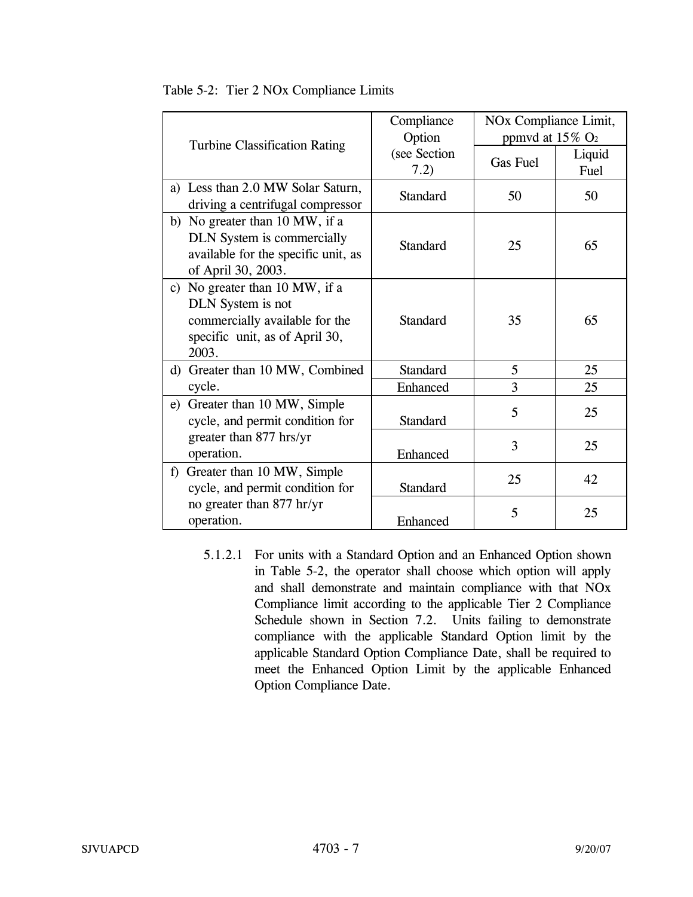Table 5-2: Tier 2 NOx Compliance Limits

| Turbine Classification Rating | Compliance Option (see Section 7.2) | NOx Compliance Limit, ppmvd at 15% $O_2$ | |
|---|---|---|---|
| | | Gas Fuel | Liquid Fuel |
| a) Less than 2.0 MW Solar Saturn, driving a centrifugal compressor | Standard | 50 | 50 |
| b) No greater than 10 MW, if a DLN System is commercially available for the specific unit, as of April 30, 2003. | Standard | 25 | 65 |
| c) No greater than 10 MW, if a DLN System is not commercially available for the specific unit, as of April 30, 2003. | Standard | 35 | 65 |
| d) Greater than 10 MW, Combined cycle. | Standard | 5 | 25 |
| | Enhanced | 3 | 25 |
| e) Greater than 10 MW, Simple cycle, and permit condition for greater than 877 hrs/yr operation. | Standard | 5 | 25 |
| | Enhanced | 3 | 25 |
| f) Greater than 10 MW, Simple cycle, and permit condition for no greater than 877 hr/yr operation. | Standard | 25 | 42 |
| | Enhanced | 5 | 25 |

5.1.2.1 For units with a Standard Option and an Enhanced Option shown in Table 5-2, the operator shall choose which option will apply and shall demonstrate and maintain compliance with that NOx Compliance limit according to the applicable Tier 2 Compliance Schedule shown in Section 7.2. Units failing to demonstrate compliance with the applicable Standard Option limit by the applicable Standard Option Compliance Date, shall be required to meet the Enhanced Option Limit by the applicable Enhanced Option Compliance Date.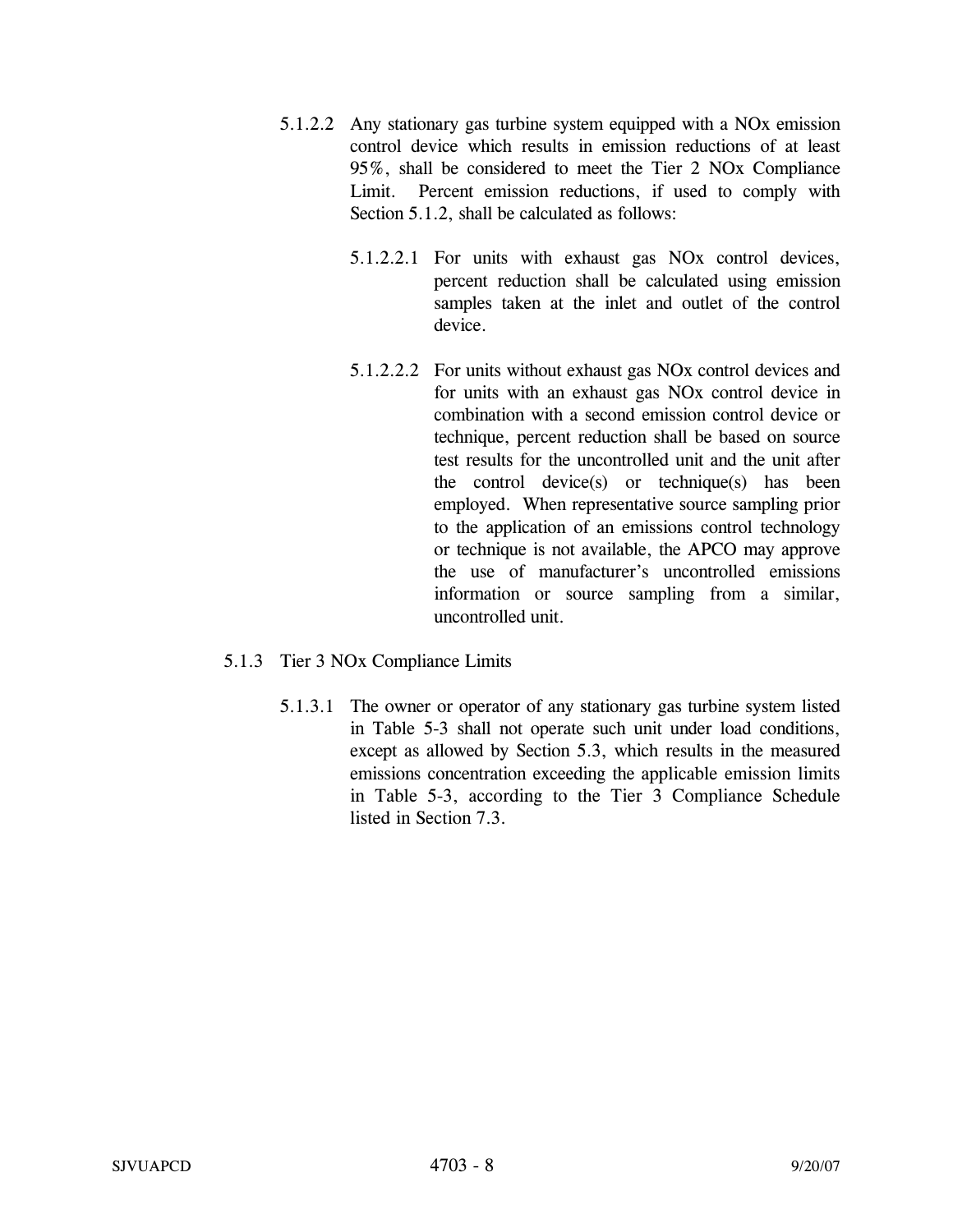5.1.2.2 Any stationary gas turbine system equipped with a NOx emission control device which results in emission reductions of at least 95%, shall be considered to meet the Tier 2 NOx Compliance Limit. Percent emission reductions, if used to comply with Section 5.1.2, shall be calculated as follows:

5.1.2.2.1 For units with exhaust gas NOx control devices, percent reduction shall be calculated using emission samples taken at the inlet and outlet of the control device.

5.1.2.2.2 For units without exhaust gas NOx control devices and for units with an exhaust gas NOx control device in combination with a second emission control device or technique, percent reduction shall be based on source test results for the uncontrolled unit and the unit after the control device(s) or technique(s) has been employed. When representative source sampling prior to the application of an emissions control technology or technique is not available, the APCO may approve the use of manufacturer's uncontrolled emissions information or source sampling from a similar, uncontrolled unit.

5.1.3 Tier 3 NOx Compliance Limits

5.1.3.1 The owner or operator of any stationary gas turbine system listed in Table 5-3 shall not operate such unit under load conditions, except as allowed by Section 5.3, which results in the measured emissions concentration exceeding the applicable emission limits in Table 5-3, according to the Tier 3 Compliance Schedule listed in Section 7.3.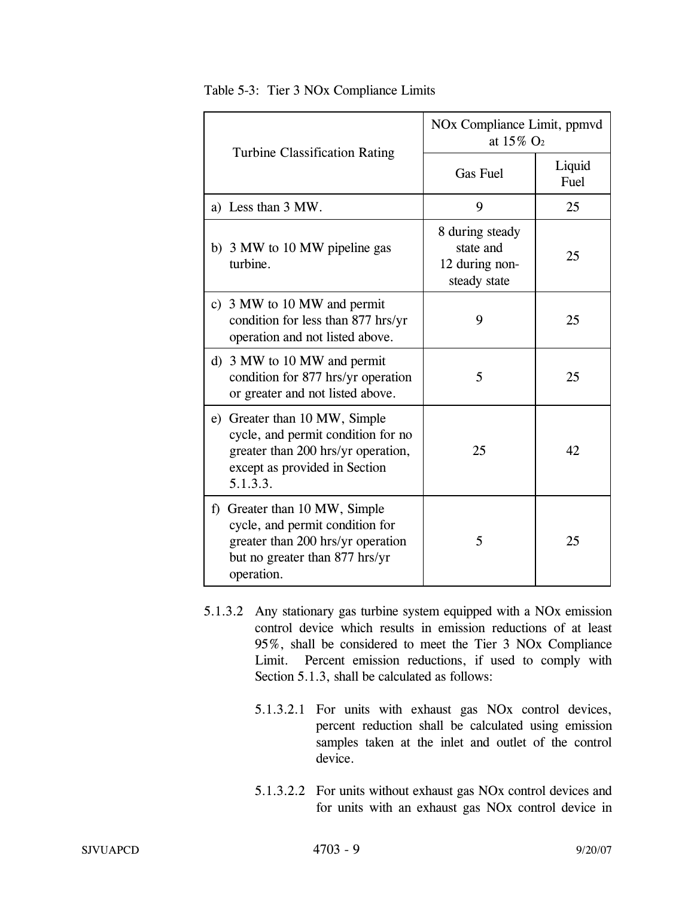Table 5-3: Tier 3 NOx Compliance Limits

| Turbine Classification Rating | NOx Compliance Limit, ppmvd at 15% $O_2$ | |
|---|---|---|
| | Gas Fuel | Liquid Fuel |
| a) Less than 3 MW. | 9 | 25 |
| b) 3 MW to 10 MW pipeline gas turbine. | 8 during steady state and 12 during non-steady state | 25 |
| c) 3 MW to 10 MW and permit condition for less than 877 hrs/yr operation and not listed above. | 9 | 25 |
| d) 3 MW to 10 MW and permit condition for 877 hrs/yr operation or greater and not listed above. | 5 | 25 |
| e) Greater than 10 MW, Simple cycle, and permit condition for no greater than 200 hrs/yr operation, except as provided in Section 5.1.3.3. | 25 | 42 |
| f) Greater than 10 MW, Simple cycle, and permit condition for greater than 200 hrs/yr operation but no greater than 877 hrs/yr operation. | 5 | 25 |

5.1.3.2 Any stationary gas turbine system equipped with a NOx emission control device which results in emission reductions of at least 95%, shall be considered to meet the Tier 3 NOx Compliance Limit. Percent emission reductions, if used to comply with Section 5.1.3, shall be calculated as follows:

5.1.3.2.1 For units with exhaust gas NOx control devices, percent reduction shall be calculated using emission samples taken at the inlet and outlet of the control device.

5.1.3.2.2 For units without exhaust gas NOx control devices and for units with an exhaust gas NOx control device in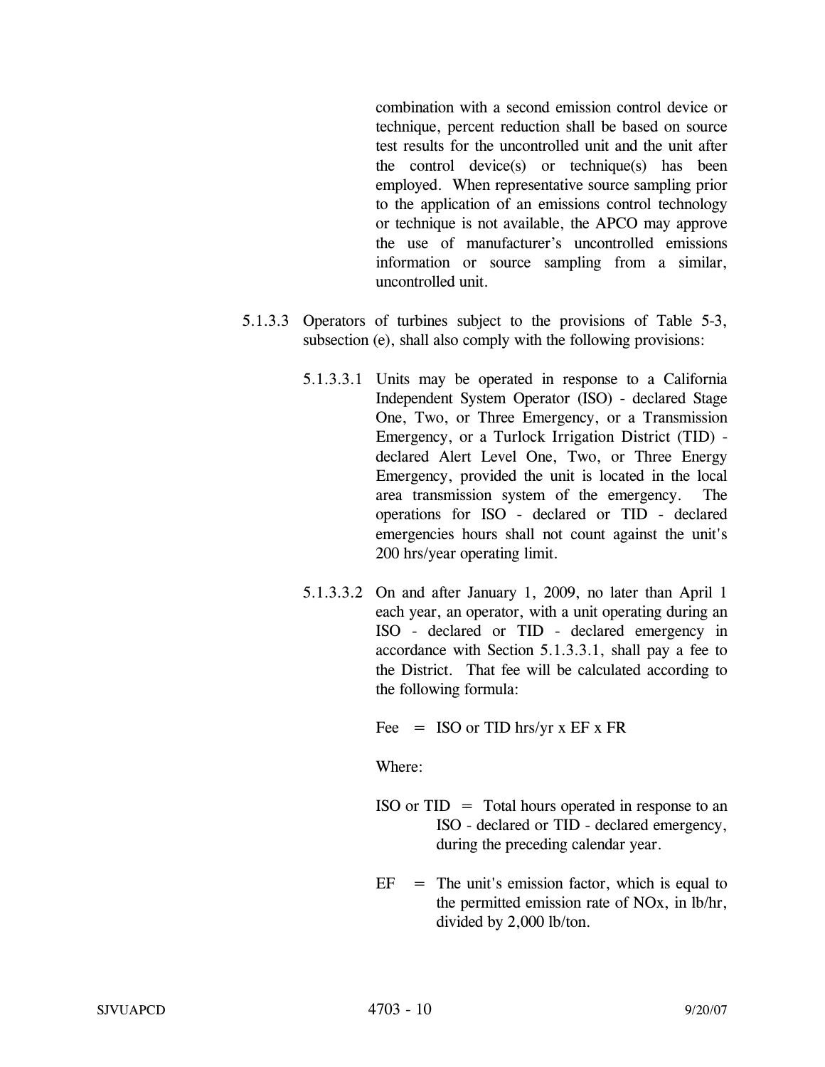combination with a second emission control device or technique, percent reduction shall be based on source test results for the uncontrolled unit and the unit after the control device(s) or technique(s) has been employed. When representative source sampling prior to the application of an emissions control technology or technique is not available, the APCO may approve the use of manufacturer's uncontrolled emissions information or source sampling from a similar, uncontrolled unit.

5.1.3.3 Operators of turbines subject to the provisions of Table 5-3, subsection (e), shall also comply with the following provisions:

5.1.3.3.1 Units may be operated in response to a California Independent System Operator (ISO) - declared Stage One, Two, or Three Emergency, or a Transmission Emergency, or a Turlock Irrigation District (TID) - declared Alert Level One, Two, or Three Energy Emergency, provided the unit is located in the local area transmission system of the emergency. The operations for ISO - declared or TID - declared emergencies hours shall not count against the unit's 200 hrs/year operating limit.

5.1.3.3.2 On and after January 1, 2009, no later than April 1 each year, an operator, with a unit operating during an ISO - declared or TID - declared emergency in accordance with Section 5.1.3.3.1, shall pay a fee to the District. That fee will be calculated according to the following formula:

Fee = ISO or TID hrs/yr x EF x FR

Where:

ISO or TID = Total hours operated in response to an ISO - declared or TID - declared emergency, during the preceding calendar year.

EF = The unit's emission factor, which is equal to the permitted emission rate of NOx, in lb/hr, divided by 2,000 lb/ton.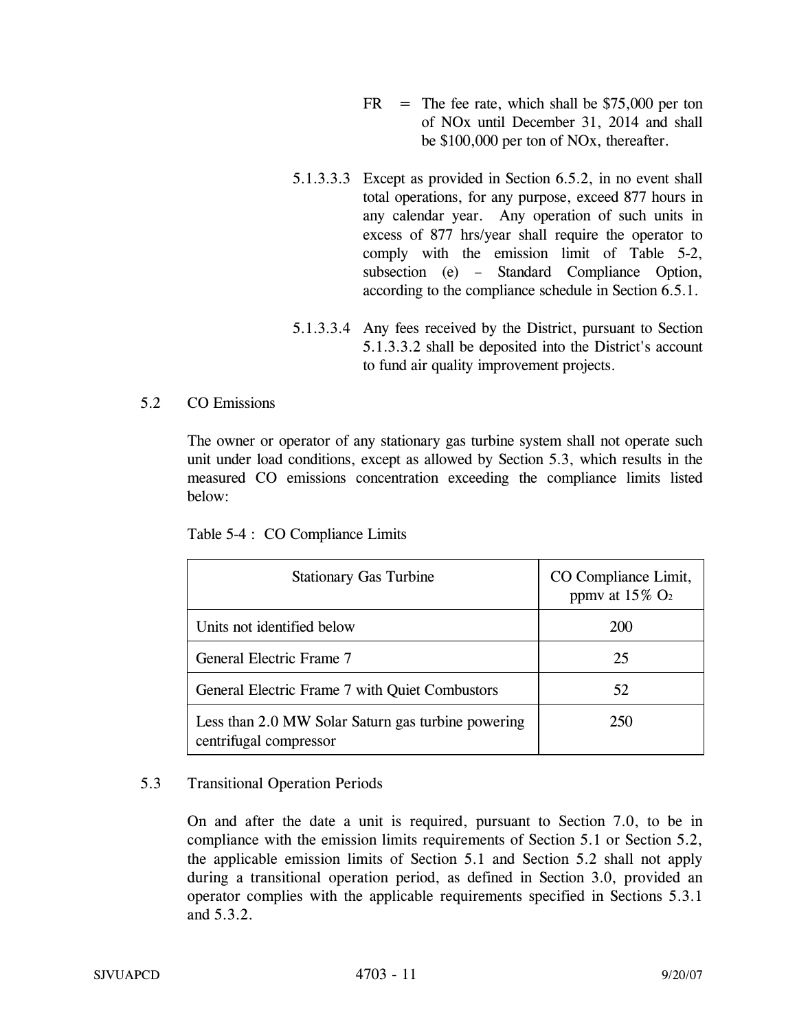FR = The fee rate, which shall be $75,000 per ton of NOx until December 31, 2014 and shall be $100,000 per ton of NOx, thereafter.

5.1.3.3.3 Except as provided in Section 6.5.2, in no event shall total operations, for any purpose, exceed 877 hours in any calendar year. Any operation of such units in excess of 877 hrs/year shall require the operator to comply with the emission limit of Table 5-2, subsection (e) – Standard Compliance Option, according to the compliance schedule in Section 6.5.1.

5.1.3.3.4 Any fees received by the District, pursuant to Section 5.1.3.3.2 shall be deposited into the District's account to fund air quality improvement projects.

## 5.2 CO Emissions

The owner or operator of any stationary gas turbine system shall not operate such unit under load conditions, except as allowed by Section 5.3, which results in the measured CO emissions concentration exceeding the compliance limits listed below:

Table 5-4 : CO Compliance Limits

| Stationary Gas Turbine | CO Compliance Limit, ppmv at 15% $O_2$ |
|---|---|
| Units not identified below | 200 |
| General Electric Frame 7 | 25 |
| General Electric Frame 7 with Quiet Combustors | 52 |
| Less than 2.0 MW Solar Saturn gas turbine powering centrifugal compressor | 250 |

## 5.3 Transitional Operation Periods

On and after the date a unit is required, pursuant to Section 7.0, to be in compliance with the emission limits requirements of Section 5.1 or Section 5.2, the applicable emission limits of Section 5.1 and Section 5.2 shall not apply during a transitional operation period, as defined in Section 3.0, provided an operator complies with the applicable requirements specified in Sections 5.3.1 and 5.3.2.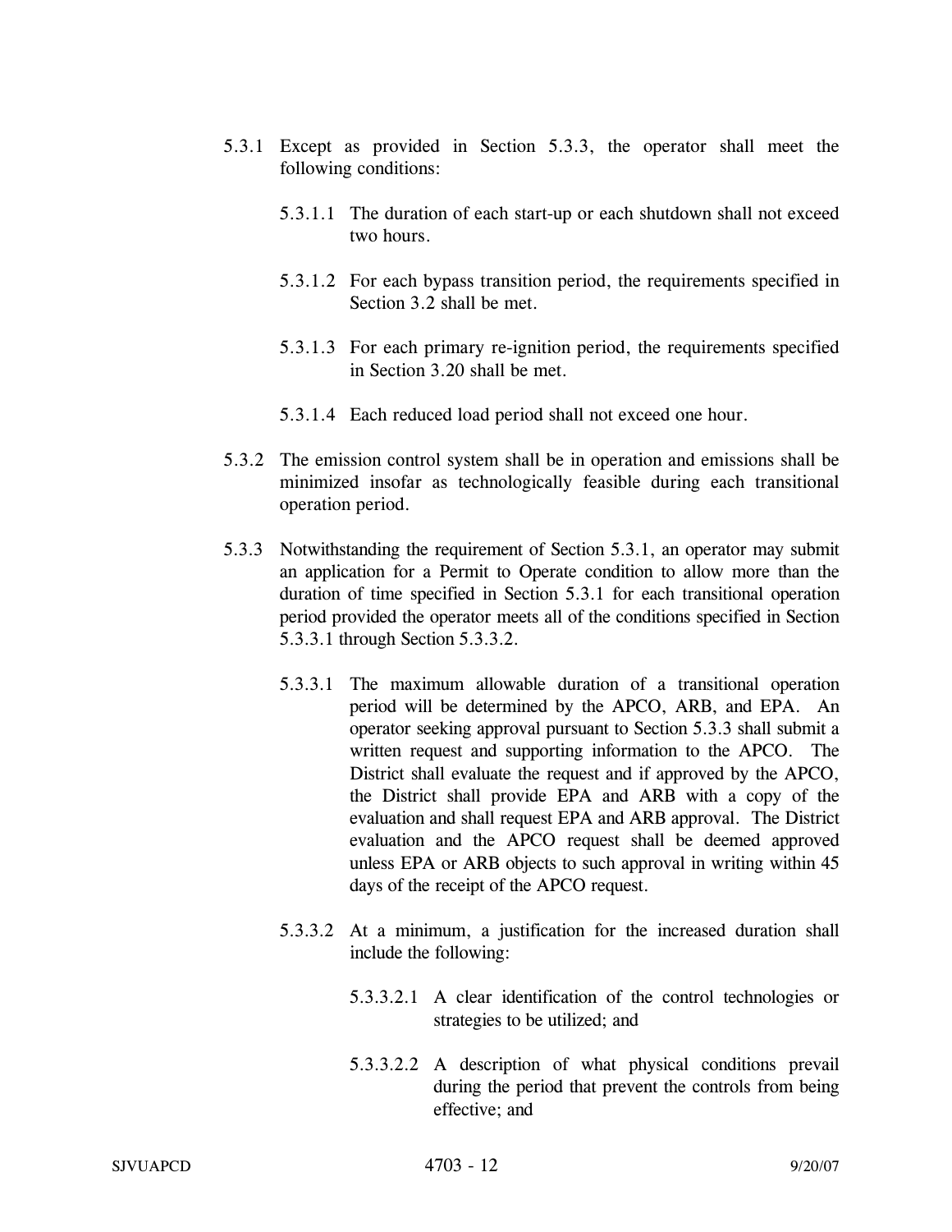5.3.1 Except as provided in Section 5.3.3, the operator shall meet the following conditions:

5.3.1.1 The duration of each start-up or each shutdown shall not exceed two hours.

5.3.1.2 For each bypass transition period, the requirements specified in Section 3.2 shall be met.

5.3.1.3 For each primary re-ignition period, the requirements specified in Section 3.20 shall be met.

5.3.1.4 Each reduced load period shall not exceed one hour.

5.3.2 The emission control system shall be in operation and emissions shall be minimized insofar as technologically feasible during each transitional operation period.

5.3.3 Notwithstanding the requirement of Section 5.3.1, an operator may submit an application for a Permit to Operate condition to allow more than the duration of time specified in Section 5.3.1 for each transitional operation period provided the operator meets all of the conditions specified in Section 5.3.3.1 through Section 5.3.3.2.

5.3.3.1 The maximum allowable duration of a transitional operation period will be determined by the APCO, ARB, and EPA. An operator seeking approval pursuant to Section 5.3.3 shall submit a written request and supporting information to the APCO. The District shall evaluate the request and if approved by the APCO, the District shall provide EPA and ARB with a copy of the evaluation and shall request EPA and ARB approval. The District evaluation and the APCO request shall be deemed approved unless EPA or ARB objects to such approval in writing within 45 days of the receipt of the APCO request.

5.3.3.2 At a minimum, a justification for the increased duration shall include the following:

5.3.3.2.1 A clear identification of the control technologies or strategies to be utilized; and

5.3.3.2.2 A description of what physical conditions prevail during the period that prevent the controls from being effective; and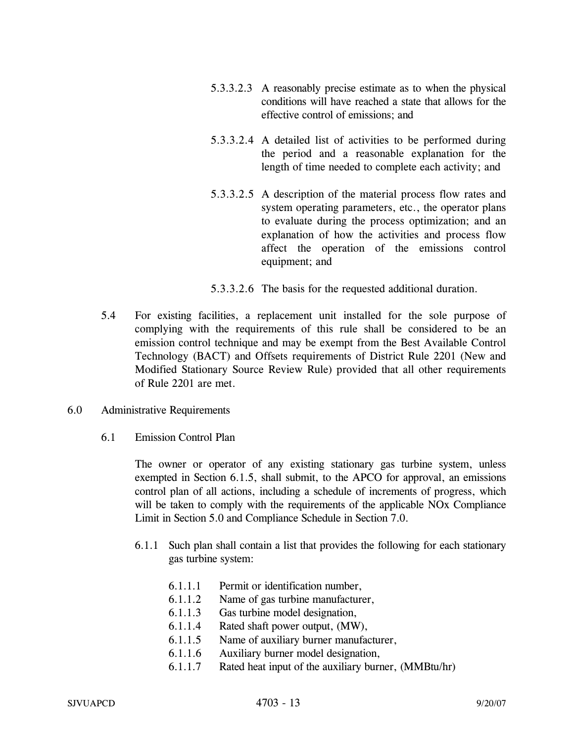5.3.3.2.3 A reasonably precise estimate as to when the physical conditions will have reached a state that allows for the effective control of emissions; and

5.3.3.2.4 A detailed list of activities to be performed during the period and a reasonable explanation for the length of time needed to complete each activity; and

5.3.3.2.5 A description of the material process flow rates and system operating parameters, etc., the operator plans to evaluate during the process optimization; and an explanation of how the activities and process flow affect the operation of the emissions control equipment; and

5.3.3.2.6 The basis for the requested additional duration.

5.4 For existing facilities, a replacement unit installed for the sole purpose of complying with the requirements of this rule shall be considered to be an emission control technique and may be exempt from the Best Available Control Technology (BACT) and Offsets requirements of District Rule 2201 (New and Modified Stationary Source Review Rule) provided that all other requirements of Rule 2201 are met.

## 6.0 Administrative Requirements

### 6.1 Emission Control Plan

The owner or operator of any existing stationary gas turbine system, unless exempted in Section 6.1.5, shall submit, to the APCO for approval, an emissions control plan of all actions, including a schedule of increments of progress, which will be taken to comply with the requirements of the applicable NOx Compliance Limit in Section 5.0 and Compliance Schedule in Section 7.0.

6.1.1 Such plan shall contain a list that provides the following for each stationary gas turbine system:

- 6.1.1.1 Permit or identification number,
- 6.1.1.2 Name of gas turbine manufacturer,
- 6.1.1.3 Gas turbine model designation,
- 6.1.1.4 Rated shaft power output, (MW),
- 6.1.1.5 Name of auxiliary burner manufacturer,
- 6.1.1.6 Auxiliary burner model designation,
- 6.1.1.7 Rated heat input of the auxiliary burner, (MMBtu/hr)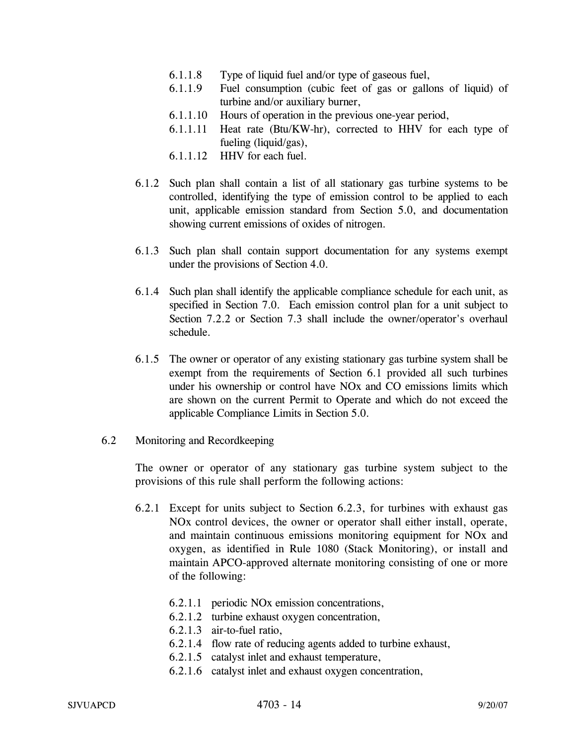- 6.1.1.8 Type of liquid fuel and/or type of gaseous fuel,
- 6.1.1.9 Fuel consumption (cubic feet of gas or gallons of liquid) of turbine and/or auxiliary burner,
- 6.1.1.10 Hours of operation in the previous one-year period,
- 6.1.1.11 Heat rate (Btu/KW-hr), corrected to HHV for each type of fueling (liquid/gas),
- 6.1.1.12 HHV for each fuel.

6.1.2 Such plan shall contain a list of all stationary gas turbine systems to be controlled, identifying the type of emission control to be applied to each unit, applicable emission standard from Section 5.0, and documentation showing current emissions of oxides of nitrogen.

6.1.3 Such plan shall contain support documentation for any systems exempt under the provisions of Section 4.0.

6.1.4 Such plan shall identify the applicable compliance schedule for each unit, as specified in Section 7.0. Each emission control plan for a unit subject to Section 7.2.2 or Section 7.3 shall include the owner/operator's overhaul schedule.

6.1.5 The owner or operator of any existing stationary gas turbine system shall be exempt from the requirements of Section 6.1 provided all such turbines under his ownership or control have NOx and CO emissions limits which are shown on the current Permit to Operate and which do not exceed the applicable Compliance Limits in Section 5.0.

## 6.2 Monitoring and Recordkeeping

The owner or operator of any stationary gas turbine system subject to the provisions of this rule shall perform the following actions:

6.2.1 Except for units subject to Section 6.2.3, for turbines with exhaust gas NOx control devices, the owner or operator shall either install, operate, and maintain continuous emissions monitoring equipment for NOx and oxygen, as identified in Rule 1080 (Stack Monitoring), or install and maintain APCO-approved alternate monitoring consisting of one or more of the following:

- 6.2.1.1 periodic NOx emission concentrations,
- 6.2.1.2 turbine exhaust oxygen concentration,
- 6.2.1.3 air-to-fuel ratio,
- 6.2.1.4 flow rate of reducing agents added to turbine exhaust,
- 6.2.1.5 catalyst inlet and exhaust temperature,
- 6.2.1.6 catalyst inlet and exhaust oxygen concentration,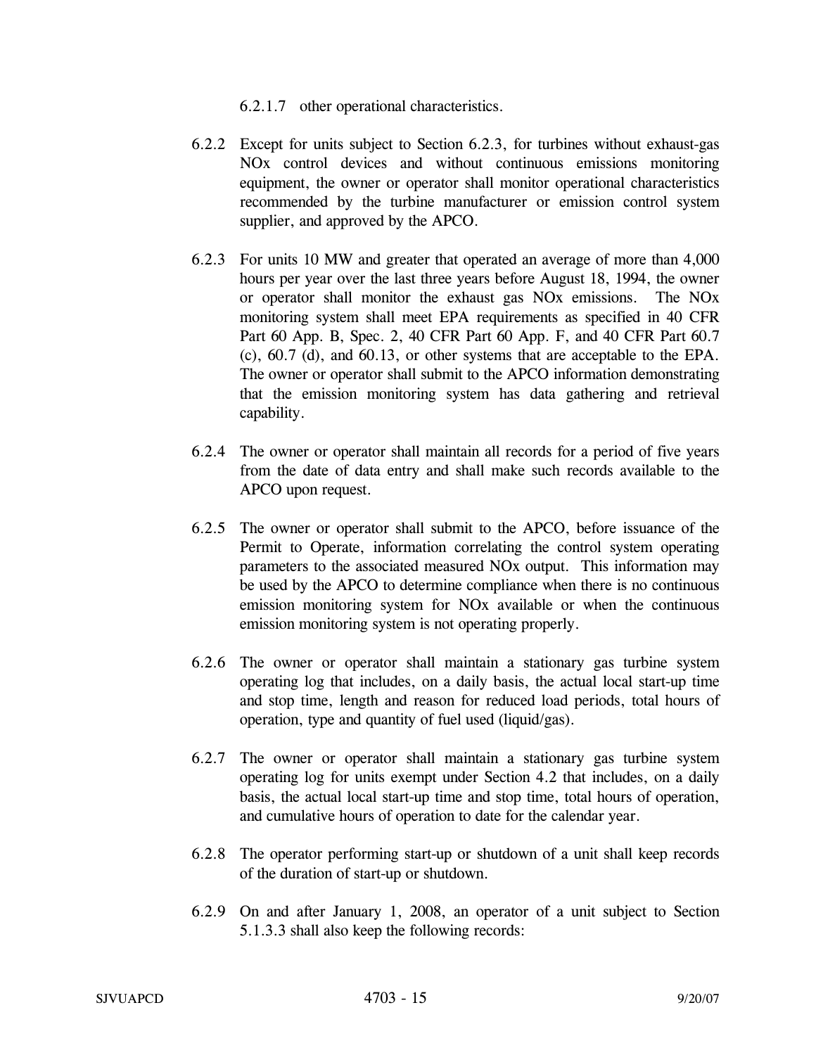6.2.1.7 other operational characteristics.

6.2.2 Except for units subject to Section 6.2.3, for turbines without exhaust-gas NOx control devices and without continuous emissions monitoring equipment, the owner or operator shall monitor operational characteristics recommended by the turbine manufacturer or emission control system supplier, and approved by the APCO.

6.2.3 For units 10 MW and greater that operated an average of more than 4,000 hours per year over the last three years before August 18, 1994, the owner or operator shall monitor the exhaust gas NOx emissions. The NOx monitoring system shall meet EPA requirements as specified in 40 CFR Part 60 App. B, Spec. 2, 40 CFR Part 60 App. F, and 40 CFR Part 60.7 (c), 60.7 (d), and 60.13, or other systems that are acceptable to the EPA. The owner or operator shall submit to the APCO information demonstrating that the emission monitoring system has data gathering and retrieval capability.

6.2.4 The owner or operator shall maintain all records for a period of five years from the date of data entry and shall make such records available to the APCO upon request.

6.2.5 The owner or operator shall submit to the APCO, before issuance of the Permit to Operate, information correlating the control system operating parameters to the associated measured NOx output. This information may be used by the APCO to determine compliance when there is no continuous emission monitoring system for NOx available or when the continuous emission monitoring system is not operating properly.

6.2.6 The owner or operator shall maintain a stationary gas turbine system operating log that includes, on a daily basis, the actual local start-up time and stop time, length and reason for reduced load periods, total hours of operation, type and quantity of fuel used (liquid/gas).

6.2.7 The owner or operator shall maintain a stationary gas turbine system operating log for units exempt under Section 4.2 that includes, on a daily basis, the actual local start-up time and stop time, total hours of operation, and cumulative hours of operation to date for the calendar year.

6.2.8 The operator performing start-up or shutdown of a unit shall keep records of the duration of start-up or shutdown.

6.2.9 On and after January 1, 2008, an operator of a unit subject to Section 5.1.3.3 shall also keep the following records: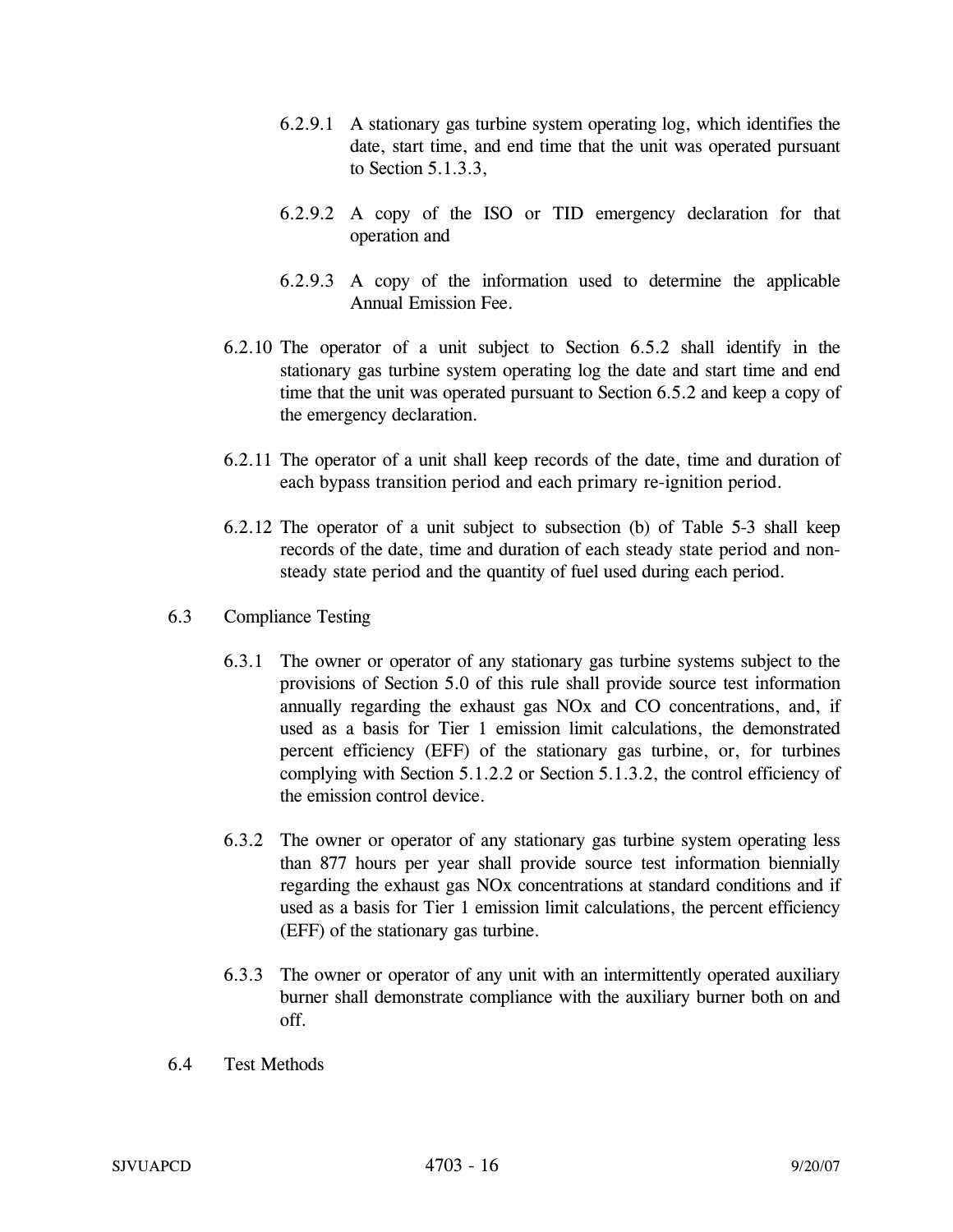6.2.9.1 A stationary gas turbine system operating log, which identifies the date, start time, and end time that the unit was operated pursuant to Section 5.1.3.3,

6.2.9.2 A copy of the ISO or TID emergency declaration for that operation and

6.2.9.3 A copy of the information used to determine the applicable Annual Emission Fee.

6.2.10 The operator of a unit subject to Section 6.5.2 shall identify in the stationary gas turbine system operating log the date and start time and end time that the unit was operated pursuant to Section 6.5.2 and keep a copy of the emergency declaration.

6.2.11 The operator of a unit shall keep records of the date, time and duration of each bypass transition period and each primary re-ignition period.

6.2.12 The operator of a unit subject to subsection (b) of Table 5-3 shall keep records of the date, time and duration of each steady state period and non-steady state period and the quantity of fuel used during each period.

6.3 Compliance Testing

6.3.1 The owner or operator of any stationary gas turbine systems subject to the provisions of Section 5.0 of this rule shall provide source test information annually regarding the exhaust gas NOx and CO concentrations, and, if used as a basis for Tier 1 emission limit calculations, the demonstrated percent efficiency (EFF) of the stationary gas turbine, or, for turbines complying with Section 5.1.2.2 or Section 5.1.3.2, the control efficiency of the emission control device.

6.3.2 The owner or operator of any stationary gas turbine system operating less than 877 hours per year shall provide source test information biennially regarding the exhaust gas NOx concentrations at standard conditions and if used as a basis for Tier 1 emission limit calculations, the percent efficiency (EFF) of the stationary gas turbine.

6.3.3 The owner or operator of any unit with an intermittently operated auxiliary burner shall demonstrate compliance with the auxiliary burner both on and off.

6.4 Test Methods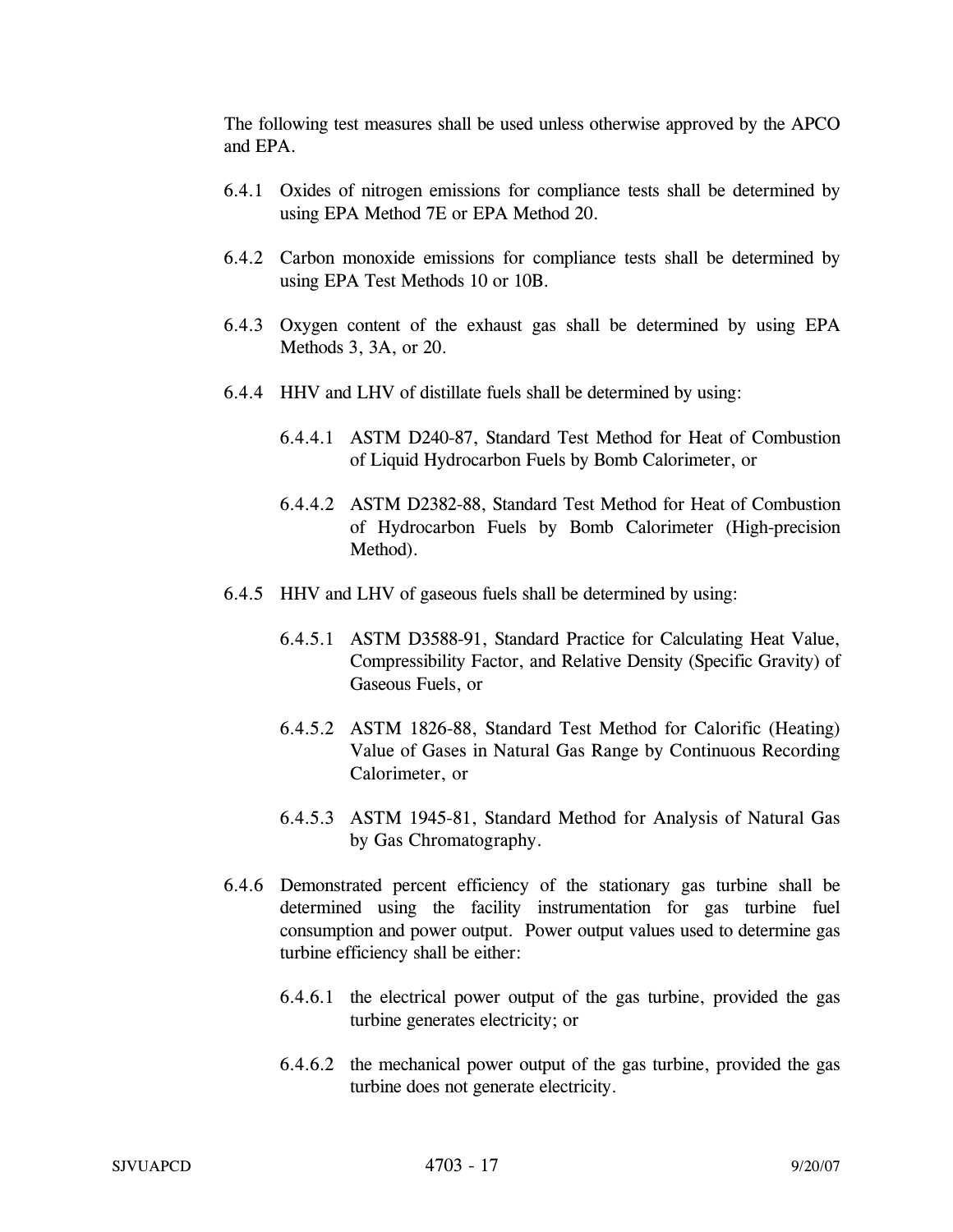The following test measures shall be used unless otherwise approved by the APCO and EPA.

6.4.1 Oxides of nitrogen emissions for compliance tests shall be determined by using EPA Method 7E or EPA Method 20.

6.4.2 Carbon monoxide emissions for compliance tests shall be determined by using EPA Test Methods 10 or 10B.

6.4.3 Oxygen content of the exhaust gas shall be determined by using EPA Methods 3, 3A, or 20.

6.4.4 HHV and LHV of distillate fuels shall be determined by using:

6.4.4.1 ASTM D240-87, Standard Test Method for Heat of Combustion of Liquid Hydrocarbon Fuels by Bomb Calorimeter, or

6.4.4.2 ASTM D2382-88, Standard Test Method for Heat of Combustion of Hydrocarbon Fuels by Bomb Calorimeter (High-precision Method).

6.4.5 HHV and LHV of gaseous fuels shall be determined by using:

6.4.5.1 ASTM D3588-91, Standard Practice for Calculating Heat Value, Compressibility Factor, and Relative Density (Specific Gravity) of Gaseous Fuels, or

6.4.5.2 ASTM 1826-88, Standard Test Method for Calorific (Heating) Value of Gases in Natural Gas Range by Continuous Recording Calorimeter, or

6.4.5.3 ASTM 1945-81, Standard Method for Analysis of Natural Gas by Gas Chromatography.

6.4.6 Demonstrated percent efficiency of the stationary gas turbine shall be determined using the facility instrumentation for gas turbine fuel consumption and power output. Power output values used to determine gas turbine efficiency shall be either:

6.4.6.1 the electrical power output of the gas turbine, provided the gas turbine generates electricity; or

6.4.6.2 the mechanical power output of the gas turbine, provided the gas turbine does not generate electricity.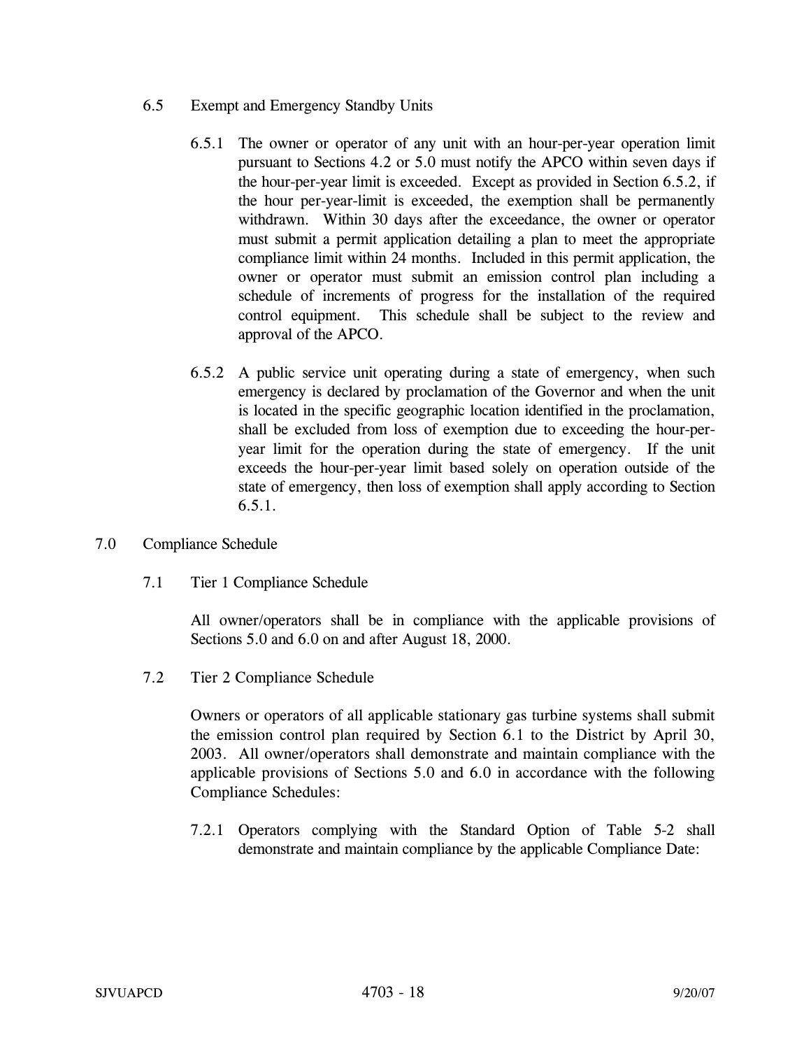### 6.5 Exempt and Emergency Standby Units

6.5.1 The owner or operator of any unit with an hour-per-year operation limit pursuant to Sections 4.2 or 5.0 must notify the APCO within seven days if the hour-per-year limit is exceeded. Except as provided in Section 6.5.2, if the hour per-year-limit is exceeded, the exemption shall be permanently withdrawn. Within 30 days after the exceedance, the owner or operator must submit a permit application detailing a plan to meet the appropriate compliance limit within 24 months. Included in this permit application, the owner or operator must submit an emission control plan including a schedule of increments of progress for the installation of the required control equipment. This schedule shall be subject to the review and approval of the APCO.

6.5.2 A public service unit operating during a state of emergency, when such emergency is declared by proclamation of the Governor and when the unit is located in the specific geographic location identified in the proclamation, shall be excluded from loss of exemption due to exceeding the hour-per-year limit for the operation during the state of emergency. If the unit exceeds the hour-per-year limit based solely on operation outside of the state of emergency, then loss of exemption shall apply according to Section 6.5.1.

## 7.0 Compliance Schedule

### 7.1 Tier 1 Compliance Schedule

All owner/operators shall be in compliance with the applicable provisions of Sections 5.0 and 6.0 on and after August 18, 2000.

### 7.2 Tier 2 Compliance Schedule

Owners or operators of all applicable stationary gas turbine systems shall submit the emission control plan required by Section 6.1 to the District by April 30, 2003. All owner/operators shall demonstrate and maintain compliance with the applicable provisions of Sections 5.0 and 6.0 in accordance with the following Compliance Schedules:

7.2.1 Operators complying with the Standard Option of Table 5-2 shall demonstrate and maintain compliance by the applicable Compliance Date: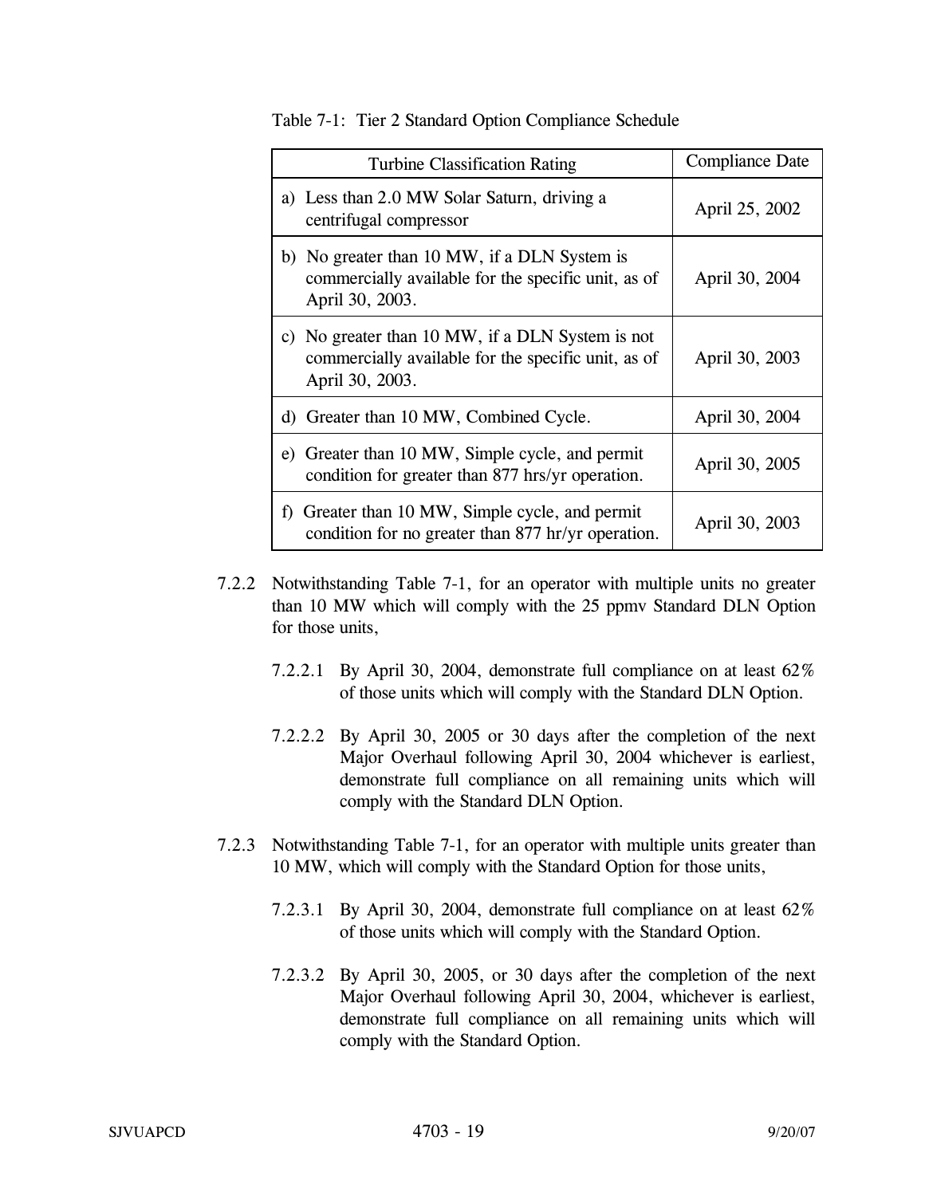Table 7-1: Tier 2 Standard Option Compliance Schedule

| Turbine Classification Rating | Compliance Date |
| --- | --- |
| a) Less than 2.0 MW Solar Saturn, driving a centrifugal compressor | April 25, 2002 |
| b) No greater than 10 MW, if a DLN System is commercially available for the specific unit, as of April 30, 2003. | April 30, 2004 |
| c) No greater than 10 MW, if a DLN System is not commercially available for the specific unit, as of April 30, 2003. | April 30, 2003 |
| d) Greater than 10 MW, Combined Cycle. | April 30, 2004 |
| e) Greater than 10 MW, Simple cycle, and permit condition for greater than 877 hrs/yr operation. | April 30, 2005 |
| f) Greater than 10 MW, Simple cycle, and permit condition for no greater than 877 hr/yr operation. | April 30, 2003 |

7.2.2 Notwithstanding Table 7-1, for an operator with multiple units no greater than 10 MW which will comply with the 25 ppmv Standard DLN Option for those units,

7.2.2.1 By April 30, 2004, demonstrate full compliance on at least 62% of those units which will comply with the Standard DLN Option.

7.2.2.2 By April 30, 2005 or 30 days after the completion of the next Major Overhaul following April 30, 2004 whichever is earliest, demonstrate full compliance on all remaining units which will comply with the Standard DLN Option.

7.2.3 Notwithstanding Table 7-1, for an operator with multiple units greater than 10 MW, which will comply with the Standard Option for those units,

7.2.3.1 By April 30, 2004, demonstrate full compliance on at least 62% of those units which will comply with the Standard Option.

7.2.3.2 By April 30, 2005, or 30 days after the completion of the next Major Overhaul following April 30, 2004, whichever is earliest, demonstrate full compliance on all remaining units which will comply with the Standard Option.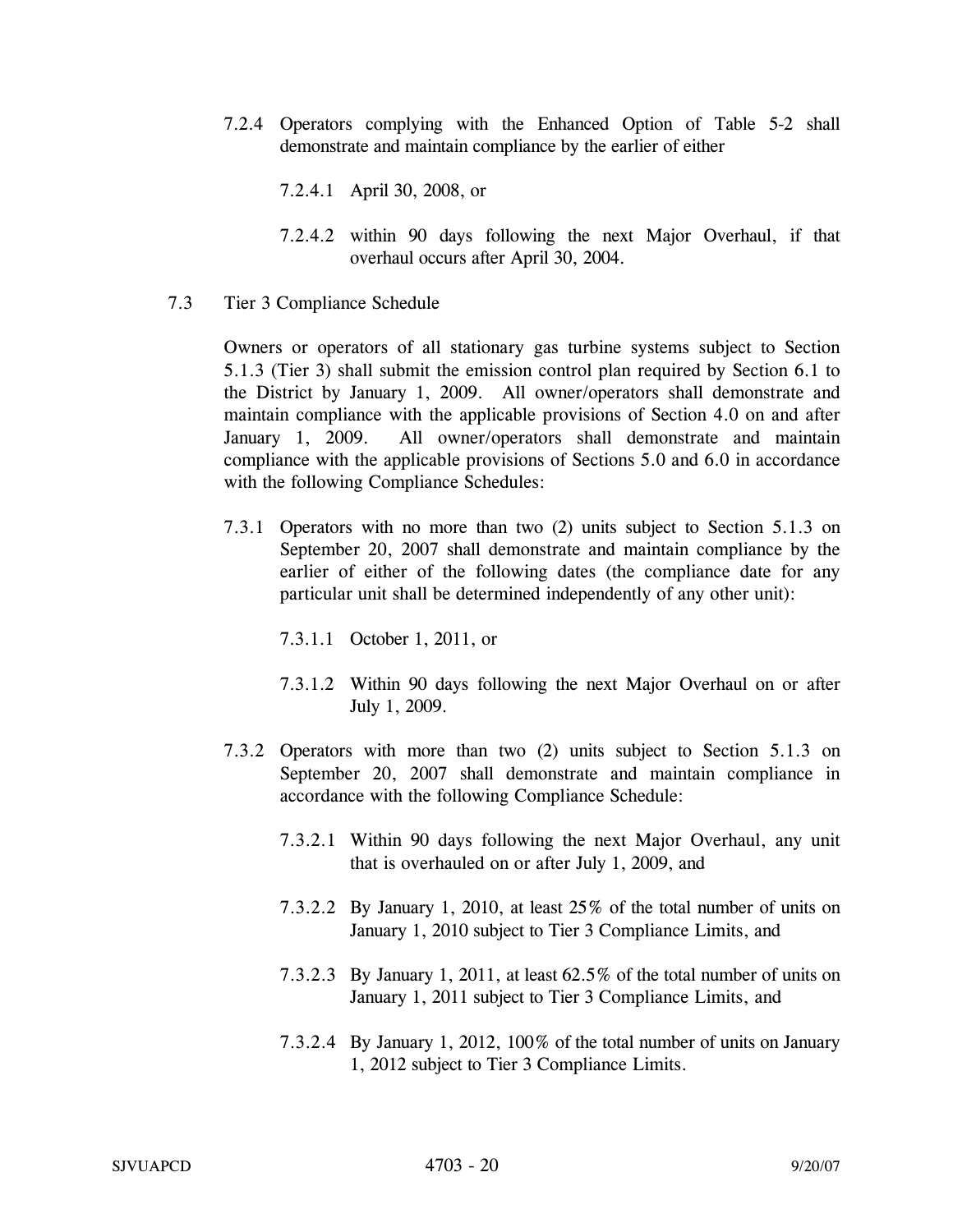7.2.4 Operators complying with the Enhanced Option of Table 5-2 shall demonstrate and maintain compliance by the earlier of either

7.2.4.1 April 30, 2008, or

7.2.4.2 within 90 days following the next Major Overhaul, if that overhaul occurs after April 30, 2004.

7.3 Tier 3 Compliance Schedule

Owners or operators of all stationary gas turbine systems subject to Section 5.1.3 (Tier 3) shall submit the emission control plan required by Section 6.1 to the District by January 1, 2009. All owner/operators shall demonstrate and maintain compliance with the applicable provisions of Section 4.0 on and after January 1, 2009. All owner/operators shall demonstrate and maintain compliance with the applicable provisions of Sections 5.0 and 6.0 in accordance with the following Compliance Schedules:

7.3.1 Operators with no more than two (2) units subject to Section 5.1.3 on September 20, 2007 shall demonstrate and maintain compliance by the earlier of either of the following dates (the compliance date for any particular unit shall be determined independently of any other unit):

7.3.1.1 October 1, 2011, or

7.3.1.2 Within 90 days following the next Major Overhaul on or after July 1, 2009.

7.3.2 Operators with more than two (2) units subject to Section 5.1.3 on September 20, 2007 shall demonstrate and maintain compliance in accordance with the following Compliance Schedule:

7.3.2.1 Within 90 days following the next Major Overhaul, any unit that is overhauled on or after July 1, 2009, and

7.3.2.2 By January 1, 2010, at least 25% of the total number of units on January 1, 2010 subject to Tier 3 Compliance Limits, and

7.3.2.3 By January 1, 2011, at least 62.5% of the total number of units on January 1, 2011 subject to Tier 3 Compliance Limits, and

7.3.2.4 By January 1, 2012, 100% of the total number of units on January 1, 2012 subject to Tier 3 Compliance Limits.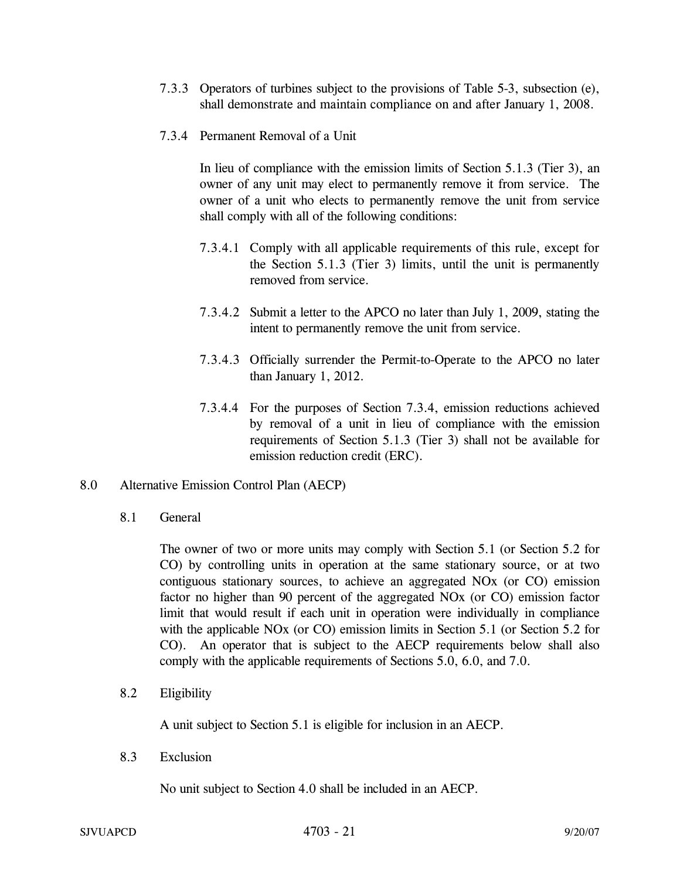7.3.3 Operators of turbines subject to the provisions of Table 5-3, subsection (e), shall demonstrate and maintain compliance on and after January 1, 2008.

7.3.4 Permanent Removal of a Unit

In lieu of compliance with the emission limits of Section 5.1.3 (Tier 3), an owner of any unit may elect to permanently remove it from service. The owner of a unit who elects to permanently remove the unit from service shall comply with all of the following conditions:

7.3.4.1 Comply with all applicable requirements of this rule, except for the Section 5.1.3 (Tier 3) limits, until the unit is permanently removed from service.

7.3.4.2 Submit a letter to the APCO no later than July 1, 2009, stating the intent to permanently remove the unit from service.

7.3.4.3 Officially surrender the Permit-to-Operate to the APCO no later than January 1, 2012.

7.3.4.4 For the purposes of Section 7.3.4, emission reductions achieved by removal of a unit in lieu of compliance with the emission requirements of Section 5.1.3 (Tier 3) shall not be available for emission reduction credit (ERC).

## 8.0 Alternative Emission Control Plan (AECP)

### 8.1 General

The owner of two or more units may comply with Section 5.1 (or Section 5.2 for CO) by controlling units in operation at the same stationary source, or at two contiguous stationary sources, to achieve an aggregated NOx (or CO) emission factor no higher than 90 percent of the aggregated NOx (or CO) emission factor limit that would result if each unit in operation were individually in compliance with the applicable NOx (or CO) emission limits in Section 5.1 (or Section 5.2 for CO). An operator that is subject to the AECP requirements below shall also comply with the applicable requirements of Sections 5.0, 6.0, and 7.0.

### 8.2 Eligibility

A unit subject to Section 5.1 is eligible for inclusion in an AECP.

### 8.3 Exclusion

No unit subject to Section 4.0 shall be included in an AECP.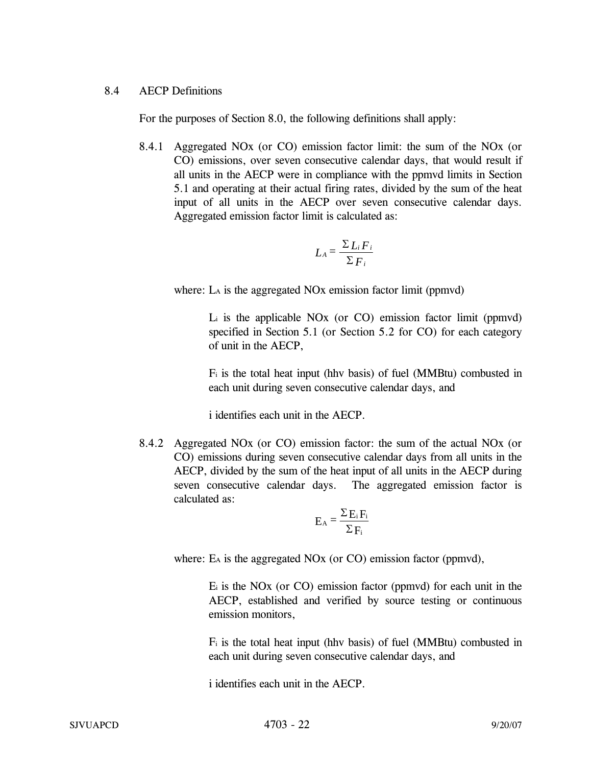### 8.4 AECP Definitions

For the purposes of Section 8.0, the following definitions shall apply:

8.4.1 Aggregated NOx (or CO) emission factor limit: the sum of the NOx (or CO) emissions, over seven consecutive calendar days, that would result if all units in the AECP were in compliance with the ppmvd limits in Section 5.1 and operating at their actual firing rates, divided by the sum of the heat input of all units in the AECP over seven consecutive calendar days. Aggregated emission factor limit is calculated as:

$$L_A = \frac{\Sigma L_i F_i}{\Sigma F_i}$$

where: $L_A$ is the aggregated NOx emission factor limit (ppmvd)

$L_i$ is the applicable NOx (or CO) emission factor limit (ppmvd) specified in Section 5.1 (or Section 5.2 for CO) for each category of unit in the AECP,

$F_i$ is the total heat input (hhv basis) of fuel (MMBtu) combusted in each unit during seven consecutive calendar days, and

i identifies each unit in the AECP.

8.4.2 Aggregated NOx (or CO) emission factor: the sum of the actual NOx (or CO) emissions during seven consecutive calendar days from all units in the AECP, divided by the sum of the heat input of all units in the AECP during seven consecutive calendar days. The aggregated emission factor is calculated as:

$$E_A = \frac{\Sigma E_i F_i}{\Sigma F_i}$$

where: $E_A$ is the aggregated NOx (or CO) emission factor (ppmvd),

$E_i$ is the NOx (or CO) emission factor (ppmvd) for each unit in the AECP, established and verified by source testing or continuous emission monitors,

$F_i$ is the total heat input (hhv basis) of fuel (MMBtu) combusted in each unit during seven consecutive calendar days, and

i identifies each unit in the AECP.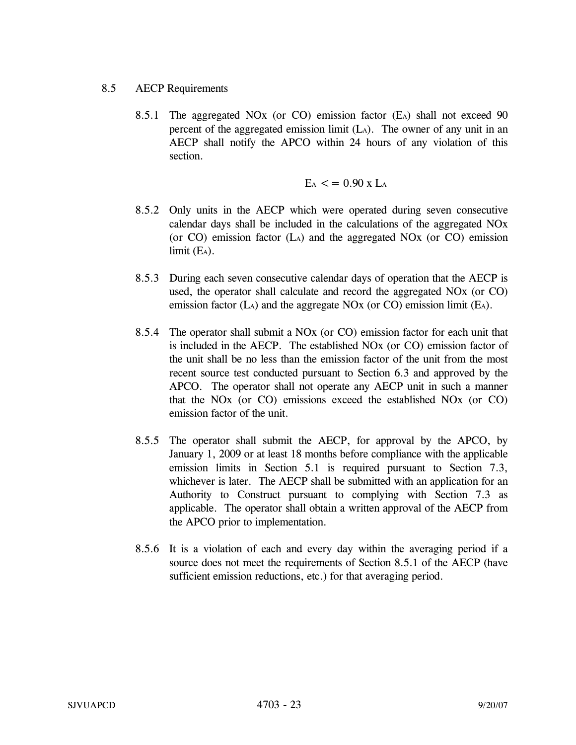8.5 AECP Requirements

8.5.1 The aggregated NOx (or CO) emission factor ($E_A$) shall not exceed 90 percent of the aggregated emission limit ($L_A$). The owner of any unit in an AECP shall notify the APCO within 24 hours of any violation of this section.

$$E_A <= 0.90 \text{ x } L_A$$

8.5.2 Only units in the AECP which were operated during seven consecutive calendar days shall be included in the calculations of the aggregated NOx (or CO) emission factor ($L_A$) and the aggregated NOx (or CO) emission limit ($E_A$).

8.5.3 During each seven consecutive calendar days of operation that the AECP is used, the operator shall calculate and record the aggregated NOx (or CO) emission factor ($L_A$) and the aggregate NOx (or CO) emission limit ($E_A$).

8.5.4 The operator shall submit a NOx (or CO) emission factor for each unit that is included in the AECP. The established NOx (or CO) emission factor of the unit shall be no less than the emission factor of the unit from the most recent source test conducted pursuant to Section 6.3 and approved by the APCO. The operator shall not operate any AECP unit in such a manner that the NOx (or CO) emissions exceed the established NOx (or CO) emission factor of the unit.

8.5.5 The operator shall submit the AECP, for approval by the APCO, by January 1, 2009 or at least 18 months before compliance with the applicable emission limits in Section 5.1 is required pursuant to Section 7.3, whichever is later. The AECP shall be submitted with an application for an Authority to Construct pursuant to complying with Section 7.3 as applicable. The operator shall obtain a written approval of the AECP from the APCO prior to implementation.

8.5.6 It is a violation of each and every day within the averaging period if a source does not meet the requirements of Section 8.5.1 of the AECP (have sufficient emission reductions, etc.) for that averaging period.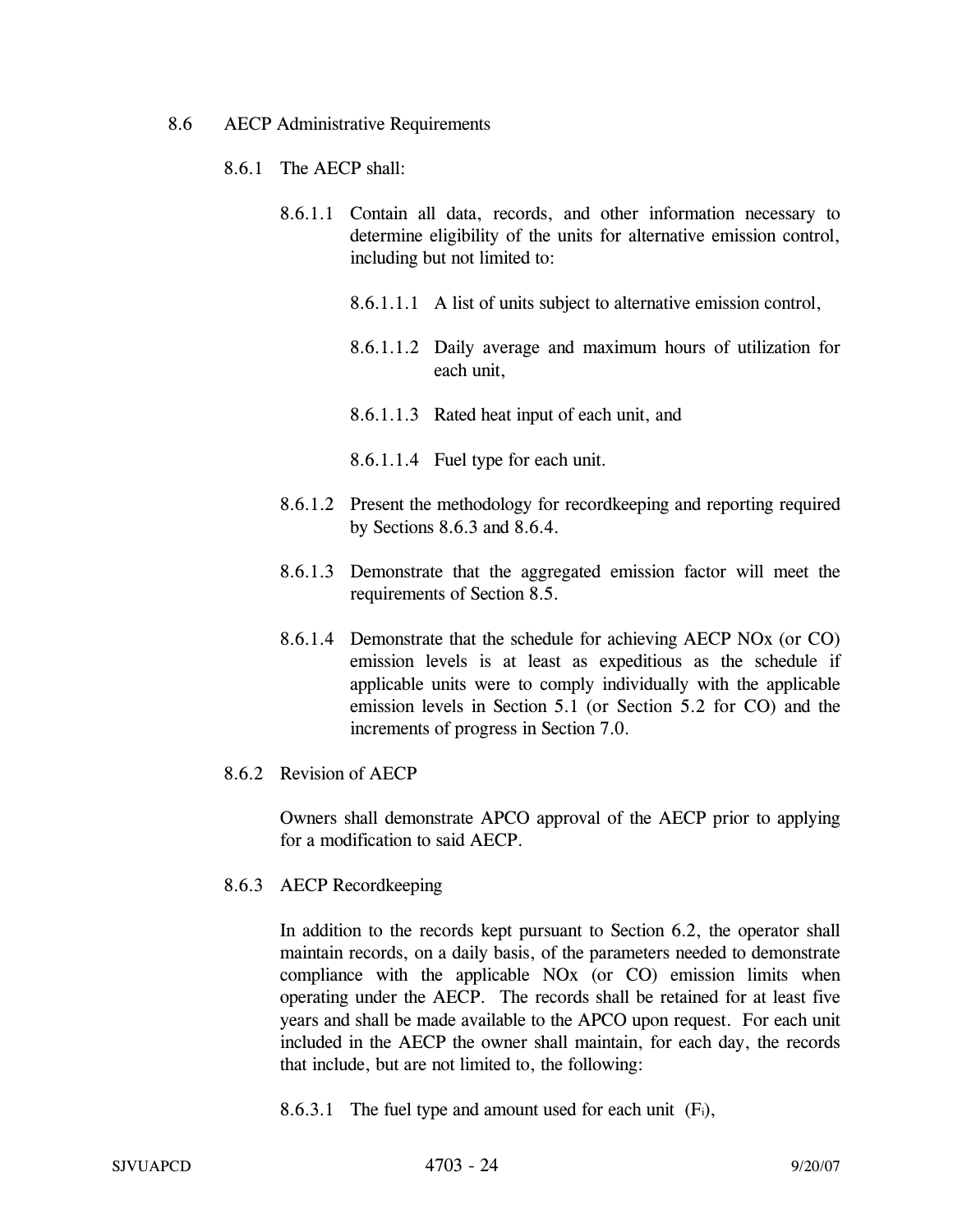8.6 AECP Administrative Requirements

8.6.1 The AECP shall:

8.6.1.1 Contain all data, records, and other information necessary to determine eligibility of the units for alternative emission control, including but not limited to:

8.6.1.1.1 A list of units subject to alternative emission control,

8.6.1.1.2 Daily average and maximum hours of utilization for each unit,

8.6.1.1.3 Rated heat input of each unit, and

8.6.1.1.4 Fuel type for each unit.

8.6.1.2 Present the methodology for recordkeeping and reporting required by Sections 8.6.3 and 8.6.4.

8.6.1.3 Demonstrate that the aggregated emission factor will meet the requirements of Section 8.5.

8.6.1.4 Demonstrate that the schedule for achieving AECP NOx (or CO) emission levels is at least as expeditious as the schedule if applicable units were to comply individually with the applicable emission levels in Section 5.1 (or Section 5.2 for CO) and the increments of progress in Section 7.0.

8.6.2 Revision of AECP

Owners shall demonstrate APCO approval of the AECP prior to applying for a modification to said AECP.

8.6.3 AECP Recordkeeping

In addition to the records kept pursuant to Section 6.2, the operator shall maintain records, on a daily basis, of the parameters needed to demonstrate compliance with the applicable NOx (or CO) emission limits when operating under the AECP. The records shall be retained for at least five years and shall be made available to the APCO upon request. For each unit included in the AECP the owner shall maintain, for each day, the records that include, but are not limited to, the following:

8.6.3.1 The fuel type and amount used for each unit ($F_i$),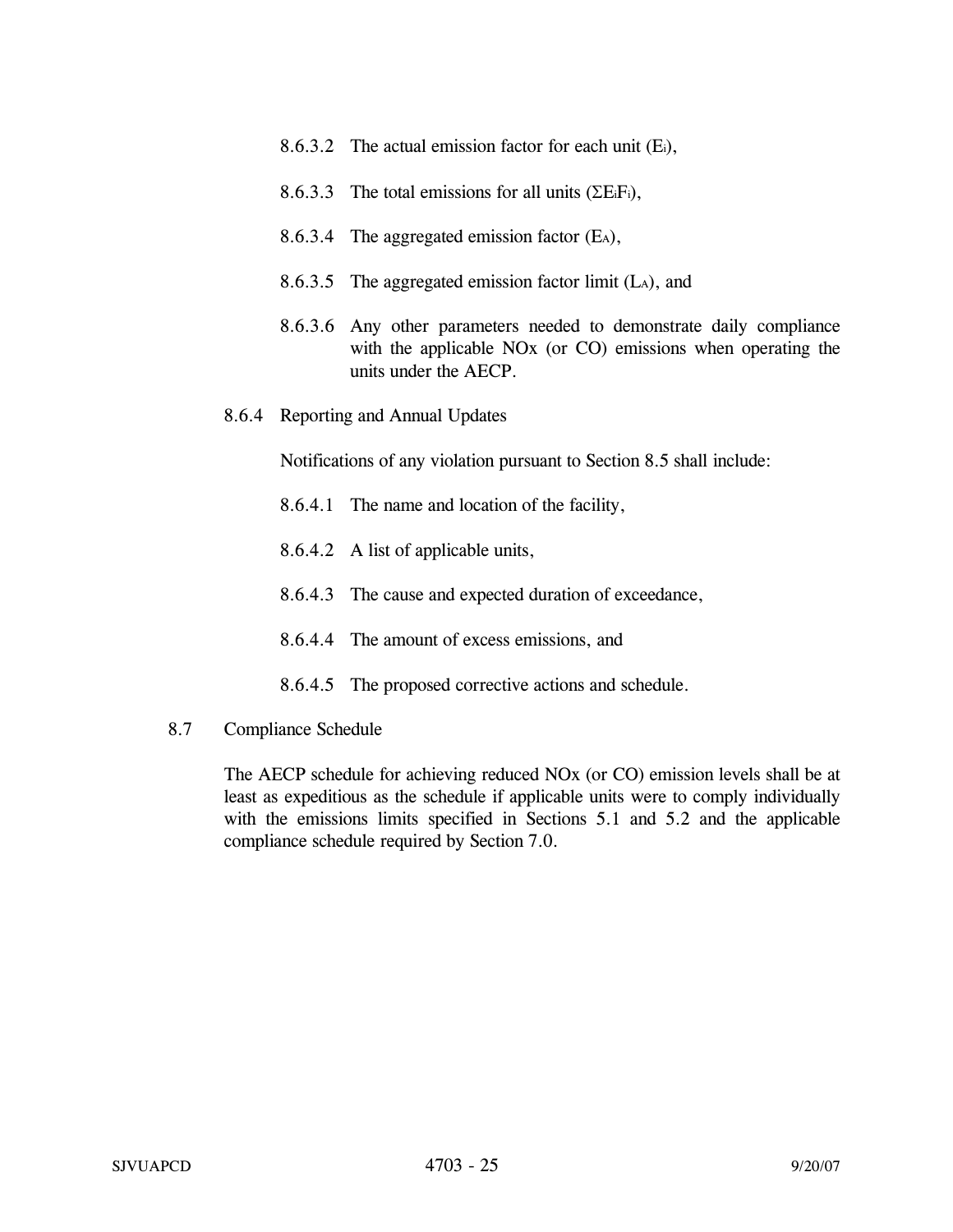8.6.3.2 The actual emission factor for each unit ($E_i$),

8.6.3.3 The total emissions for all units ($\Sigma E_i F_i$),

8.6.3.4 The aggregated emission factor ($E_A$),

8.6.3.5 The aggregated emission factor limit ($L_A$), and

8.6.3.6 Any other parameters needed to demonstrate daily compliance with the applicable NOx (or CO) emissions when operating the units under the AECP.

8.6.4 Reporting and Annual Updates

Notifications of any violation pursuant to Section 8.5 shall include:

8.6.4.1 The name and location of the facility,

8.6.4.2 A list of applicable units,

8.6.4.3 The cause and expected duration of exceedance,

8.6.4.4 The amount of excess emissions, and

8.6.4.5 The proposed corrective actions and schedule.

8.7 Compliance Schedule

The AECP schedule for achieving reduced NOx (or CO) emission levels shall be at least as expeditious as the schedule if applicable units were to comply individually with the emissions limits specified in Sections 5.1 and 5.2 and the applicable compliance schedule required by Section 7.0.